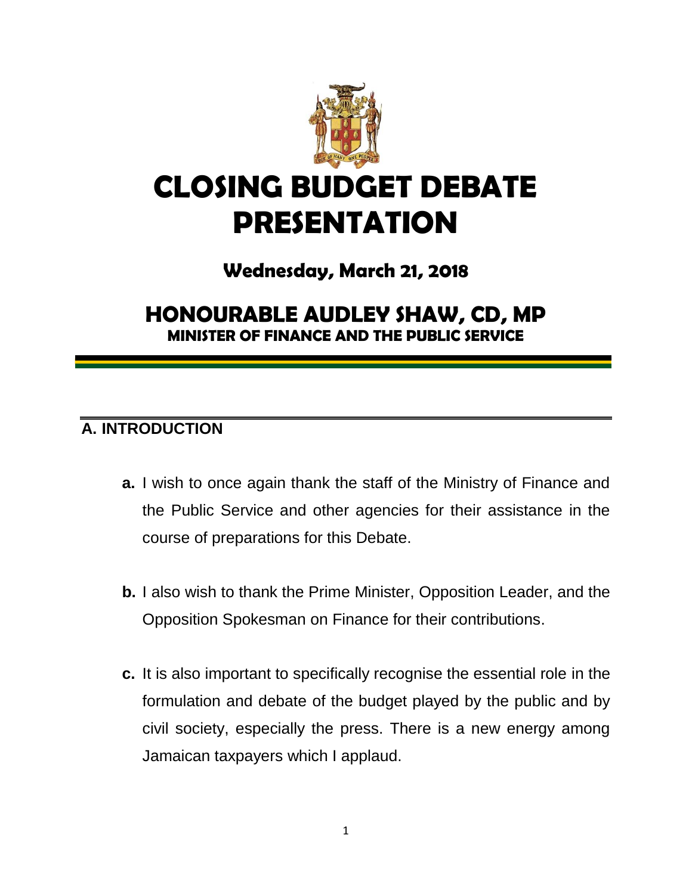# CLOSING BUDGET DEBATE PRESENTATION

## Wednesday, March 21, 2018

## HONOURABLE AUDLEY SHAW, CD, MP

**MINISTER OF FINANCE AND THE PUBLIC SERVICE**

## A. INTRODUCTION

**a.** I wish to once again thank the staff of the Ministry of Finance and the Public Service and other agencies for their assistance in the course of preparations for this Debate.

**b.** I also wish to thank the Prime Minister, Opposition Leader, and the Opposition Spokesman on Finance for their contributions.

**c.** It is also important to specifically recognise the essential role in the formulation and debate of the budget played by the public and by civil society, especially the press. There is a new energy among Jamaican taxpayers which I applaud.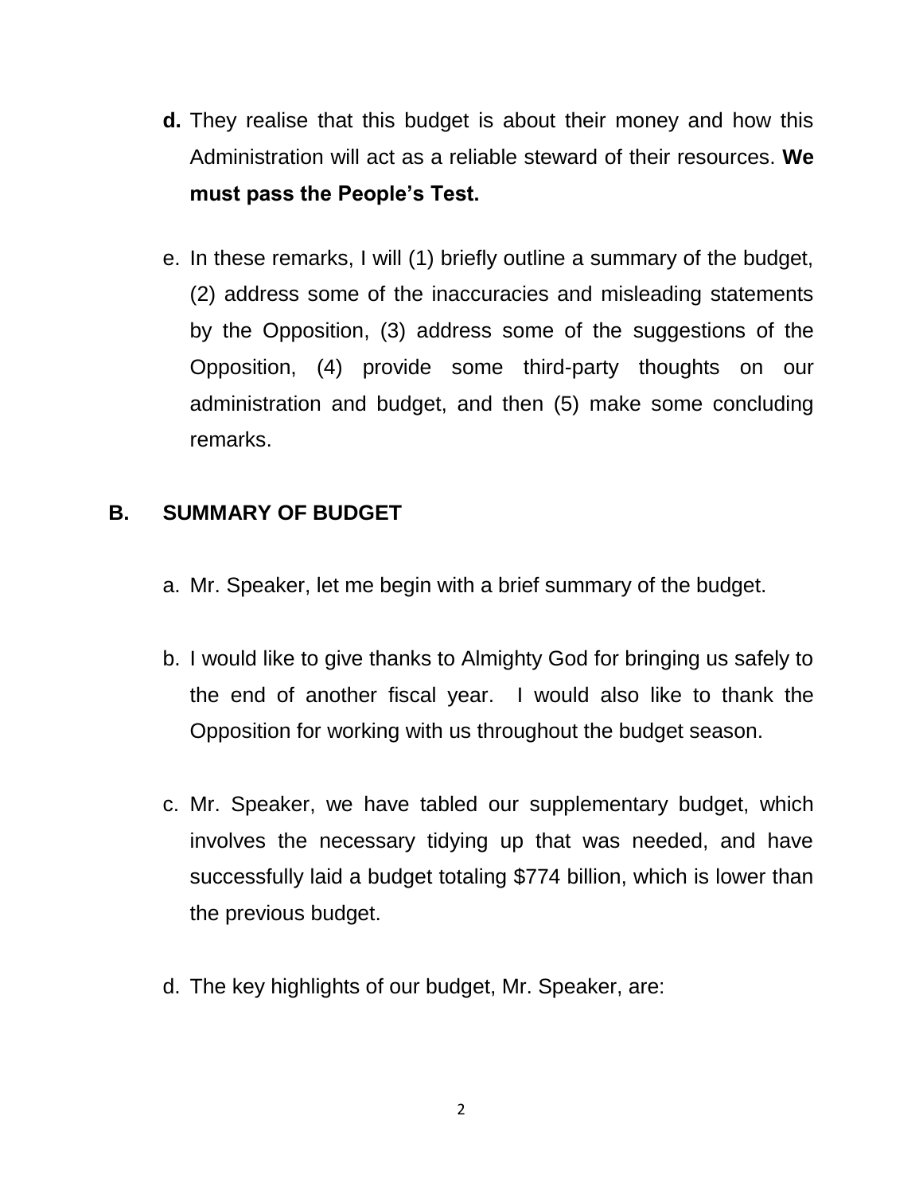**d.** They realise that this budget is about their money and how this Administration will act as a reliable steward of their resources. **We must pass the People's Test.**

e. In these remarks, I will (1) briefly outline a summary of the budget, (2) address some of the inaccuracies and misleading statements by the Opposition, (3) address some of the suggestions of the Opposition, (4) provide some third-party thoughts on our administration and budget, and then (5) make some concluding remarks.

## B. SUMMARY OF BUDGET

a. Mr. Speaker, let me begin with a brief summary of the budget.

b. I would like to give thanks to Almighty God for bringing us safely to the end of another fiscal year. I would also like to thank the Opposition for working with us throughout the budget season.

c. Mr. Speaker, we have tabled our supplementary budget, which involves the necessary tidying up that was needed, and have successfully laid a budget totaling $774 billion, which is lower than the previous budget.

d. The key highlights of our budget, Mr. Speaker, are: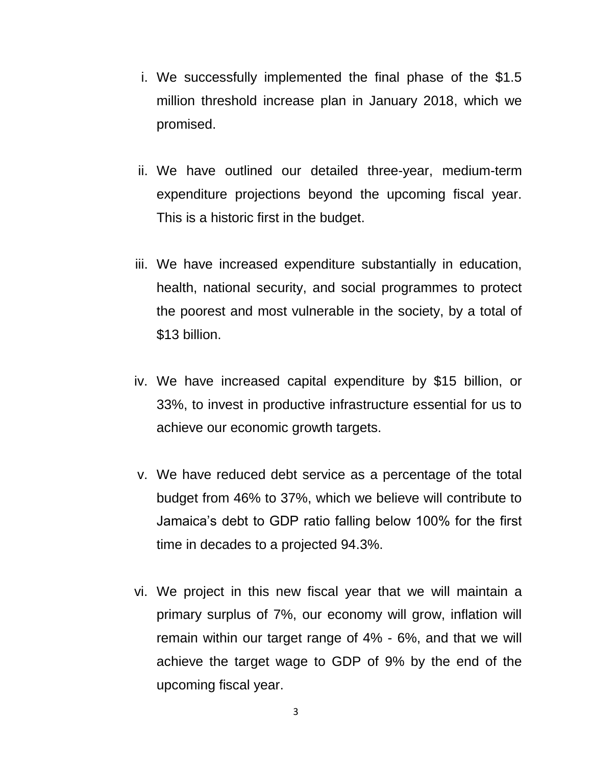i. We successfully implemented the final phase of the $1.5 million threshold increase plan in January 2018, which we promised.

ii. We have outlined our detailed three-year, medium-term expenditure projections beyond the upcoming fiscal year. This is a historic first in the budget.

iii. We have increased expenditure substantially in education, health, national security, and social programmes to protect the poorest and most vulnerable in the society, by a total of $13 billion.

iv. We have increased capital expenditure by $15 billion, or 33%, to invest in productive infrastructure essential for us to achieve our economic growth targets.

v. We have reduced debt service as a percentage of the total budget from 46% to 37%, which we believe will contribute to Jamaica's debt to GDP ratio falling below 100% for the first time in decades to a projected 94.3%.

vi. We project in this new fiscal year that we will maintain a primary surplus of 7%, our economy will grow, inflation will remain within our target range of 4% - 6%, and that we will achieve the target wage to GDP of 9% by the end of the upcoming fiscal year.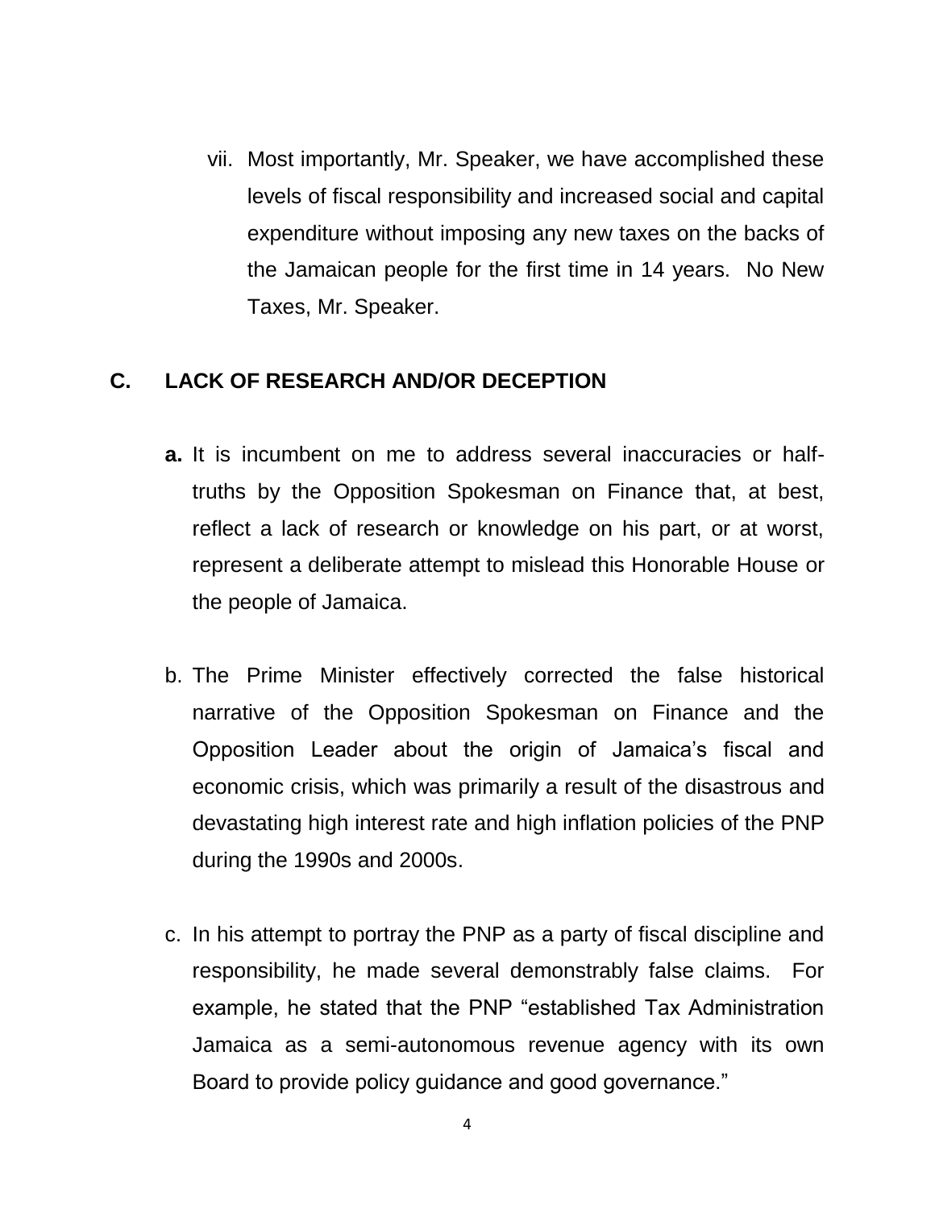vii. Most importantly, Mr. Speaker, we have accomplished these levels of fiscal responsibility and increased social and capital expenditure without imposing any new taxes on the backs of the Jamaican people for the first time in 14 years. No New Taxes, Mr. Speaker.

## C. LACK OF RESEARCH AND/OR DECEPTION

**a.** It is incumbent on me to address several inaccuracies or half-truths by the Opposition Spokesman on Finance that, at best, reflect a lack of research or knowledge on his part, or at worst, represent a deliberate attempt to mislead this Honorable House or the people of Jamaica.

b. The Prime Minister effectively corrected the false historical narrative of the Opposition Spokesman on Finance and the Opposition Leader about the origin of Jamaica's fiscal and economic crisis, which was primarily a result of the disastrous and devastating high interest rate and high inflation policies of the PNP during the 1990s and 2000s.

c. In his attempt to portray the PNP as a party of fiscal discipline and responsibility, he made several demonstrably false claims. For example, he stated that the PNP "established Tax Administration Jamaica as a semi-autonomous revenue agency with its own Board to provide policy guidance and good governance."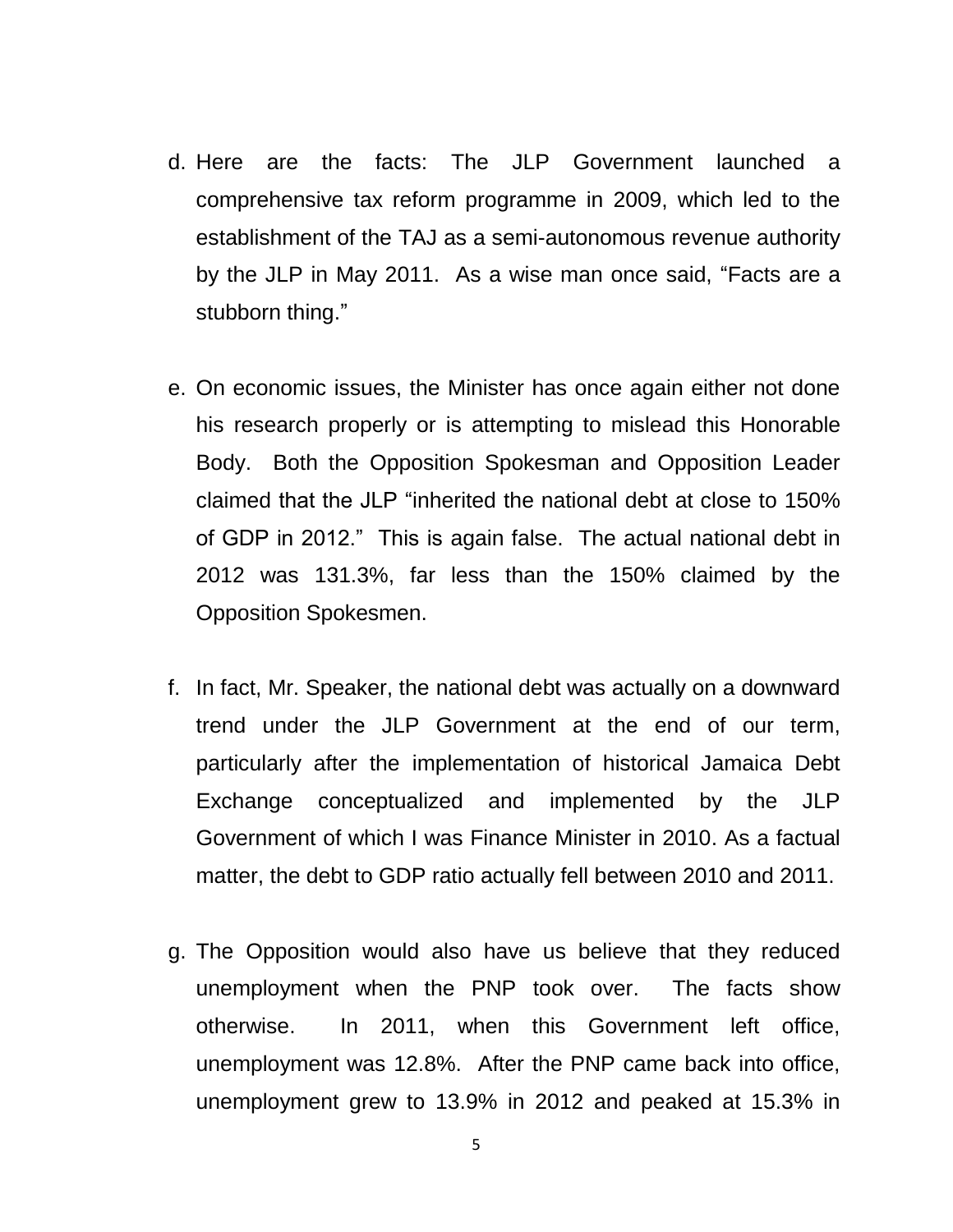d. Here are the facts: The JLP Government launched a comprehensive tax reform programme in 2009, which led to the establishment of the TAJ as a semi-autonomous revenue authority by the JLP in May 2011. As a wise man once said, "Facts are a stubborn thing."

e. On economic issues, the Minister has once again either not done his research properly or is attempting to mislead this Honorable Body. Both the Opposition Spokesman and Opposition Leader claimed that the JLP "inherited the national debt at close to 150% of GDP in 2012." This is again false. The actual national debt in 2012 was 131.3%, far less than the 150% claimed by the Opposition Spokesmen.

f. In fact, Mr. Speaker, the national debt was actually on a downward trend under the JLP Government at the end of our term, particularly after the implementation of historical Jamaica Debt Exchange conceptualized and implemented by the JLP Government of which I was Finance Minister in 2010. As a factual matter, the debt to GDP ratio actually fell between 2010 and 2011.

g. The Opposition would also have us believe that they reduced unemployment when the PNP took over. The facts show otherwise. In 2011, when this Government left office, unemployment was 12.8%. After the PNP came back into office, unemployment grew to 13.9% in 2012 and peaked at 15.3% in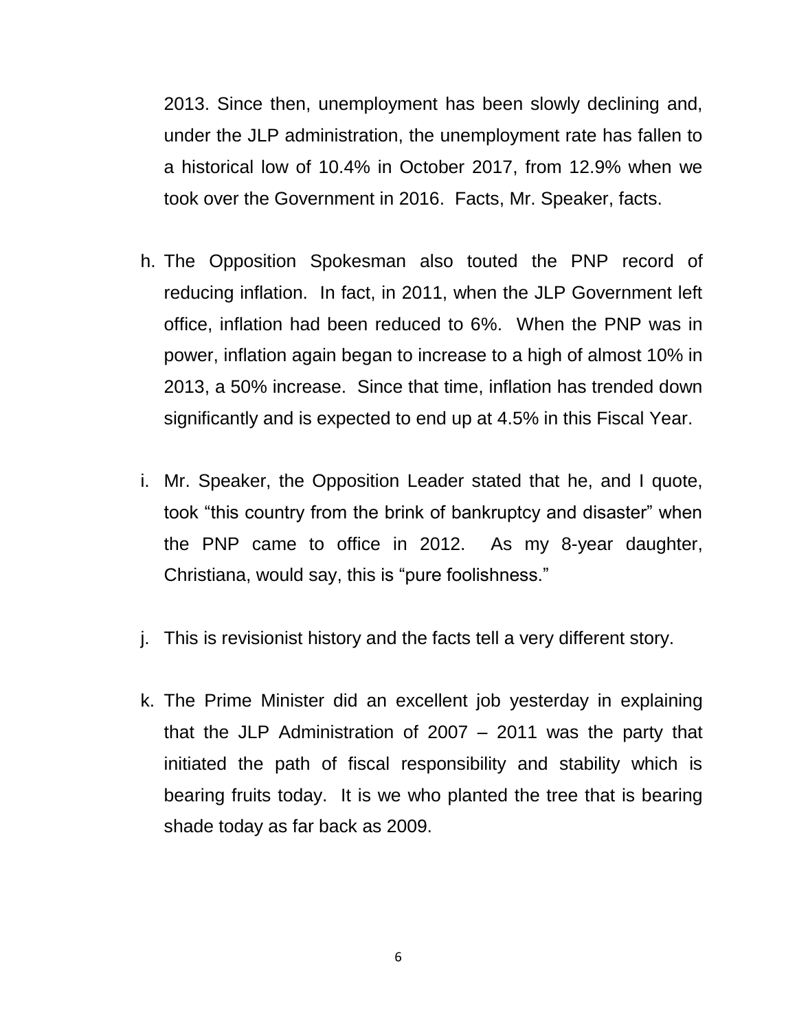2013. Since then, unemployment has been slowly declining and, under the JLP administration, the unemployment rate has fallen to a historical low of 10.4% in October 2017, from 12.9% when we took over the Government in 2016. Facts, Mr. Speaker, facts.

h. The Opposition Spokesman also touted the PNP record of reducing inflation. In fact, in 2011, when the JLP Government left office, inflation had been reduced to 6%. When the PNP was in power, inflation again began to increase to a high of almost 10% in 2013, a 50% increase. Since that time, inflation has trended down significantly and is expected to end up at 4.5% in this Fiscal Year.

i. Mr. Speaker, the Opposition Leader stated that he, and I quote, took "this country from the brink of bankruptcy and disaster" when the PNP came to office in 2012. As my 8-year daughter, Christiana, would say, this is "pure foolishness."

j. This is revisionist history and the facts tell a very different story.

k. The Prime Minister did an excellent job yesterday in explaining that the JLP Administration of 2007 – 2011 was the party that initiated the path of fiscal responsibility and stability which is bearing fruits today. It is we who planted the tree that is bearing shade today as far back as 2009.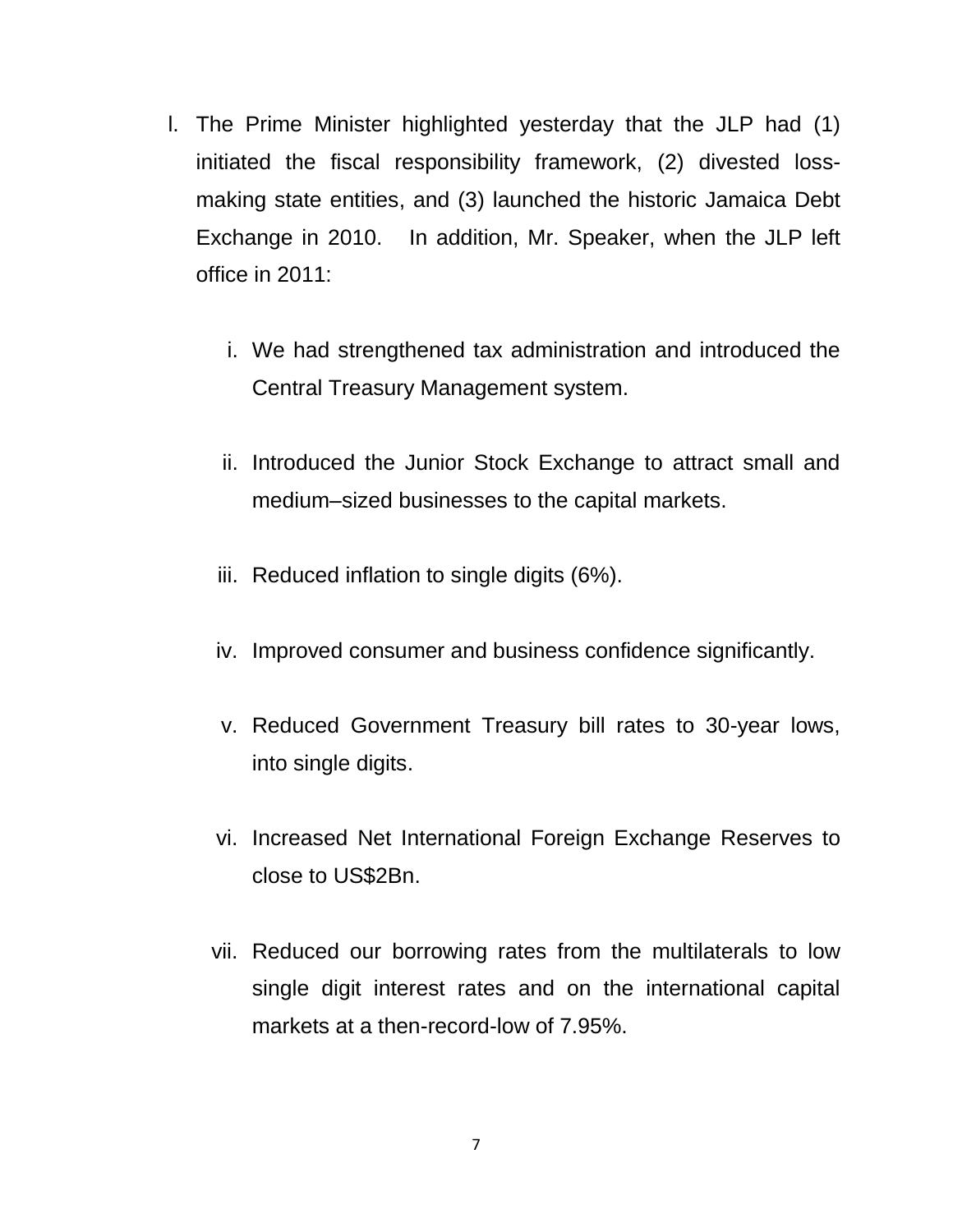l. The Prime Minister highlighted yesterday that the JLP had (1) initiated the fiscal responsibility framework, (2) divested loss-making state entities, and (3) launched the historic Jamaica Debt Exchange in 2010. In addition, Mr. Speaker, when the JLP left office in 2011:

   i. We had strengthened tax administration and introduced the Central Treasury Management system.

   ii. Introduced the Junior Stock Exchange to attract small and medium–sized businesses to the capital markets.

   iii. Reduced inflation to single digits (6%).

   iv. Improved consumer and business confidence significantly.

   v. Reduced Government Treasury bill rates to 30-year lows, into single digits.

   vi. Increased Net International Foreign Exchange Reserves to close to US$2Bn.

   vii. Reduced our borrowing rates from the multilaterals to low single digit interest rates and on the international capital markets at a then-record-low of 7.95%.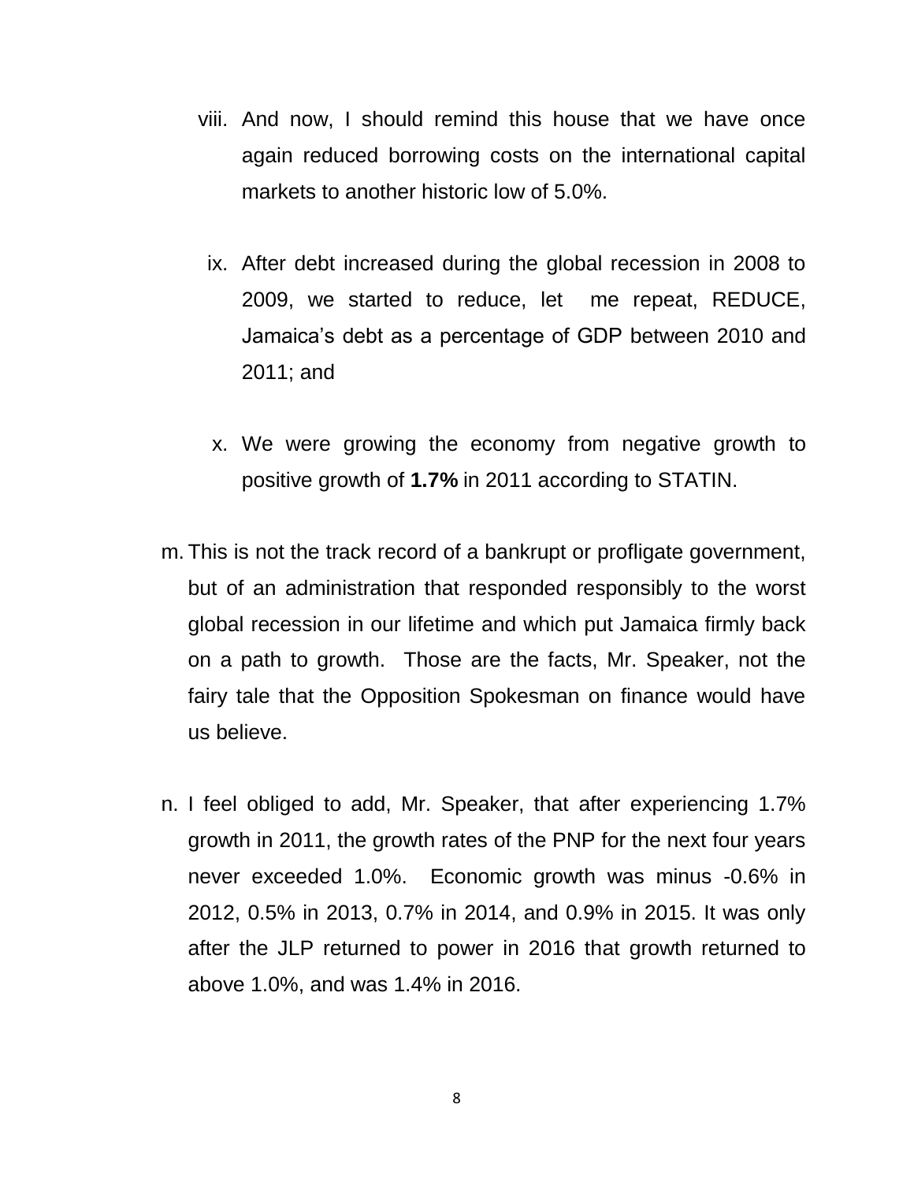viii. And now, I should remind this house that we have once again reduced borrowing costs on the international capital markets to another historic low of 5.0%.

ix. After debt increased during the global recession in 2008 to 2009, we started to reduce, let me repeat, REDUCE, Jamaica's debt as a percentage of GDP between 2010 and 2011; and

x. We were growing the economy from negative growth to positive growth of **1.7%** in 2011 according to STATIN.

m. This is not the track record of a bankrupt or profligate government, but of an administration that responded responsibly to the worst global recession in our lifetime and which put Jamaica firmly back on a path to growth. Those are the facts, Mr. Speaker, not the fairy tale that the Opposition Spokesman on finance would have us believe.

n. I feel obliged to add, Mr. Speaker, that after experiencing 1.7% growth in 2011, the growth rates of the PNP for the next four years never exceeded 1.0%. Economic growth was minus -0.6% in 2012, 0.5% in 2013, 0.7% in 2014, and 0.9% in 2015. It was only after the JLP returned to power in 2016 that growth returned to above 1.0%, and was 1.4% in 2016.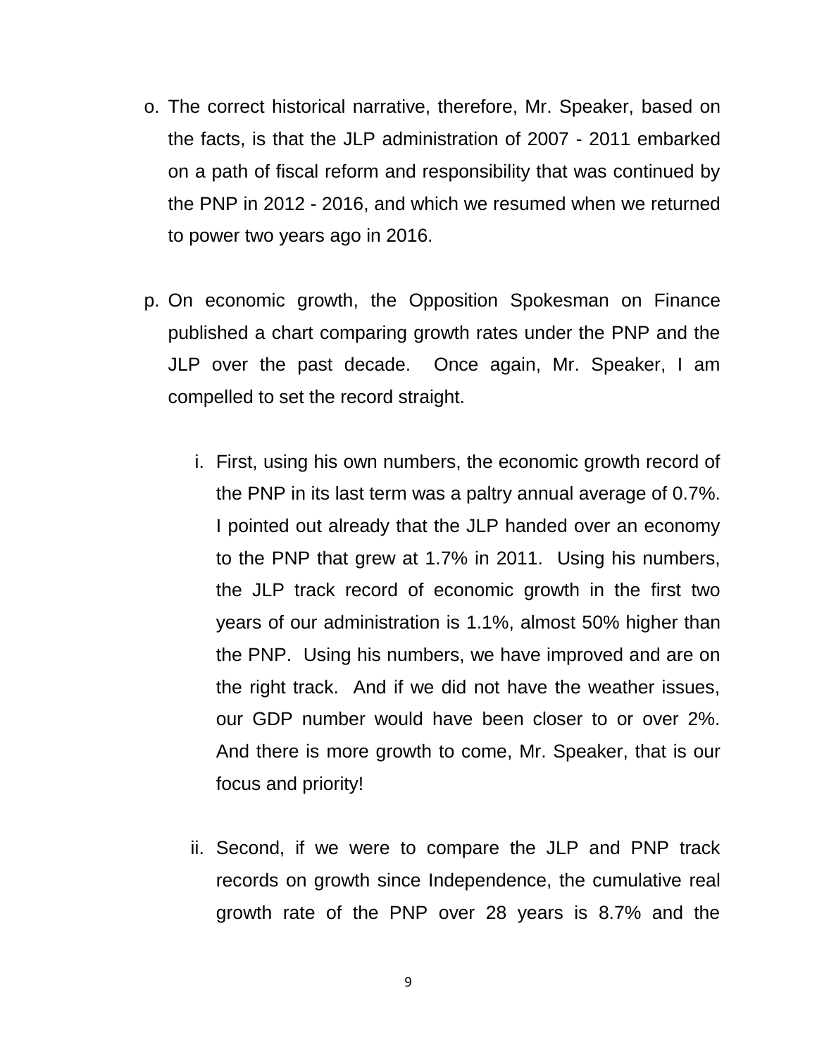o. The correct historical narrative, therefore, Mr. Speaker, based on the facts, is that the JLP administration of 2007 - 2011 embarked on a path of fiscal reform and responsibility that was continued by the PNP in 2012 - 2016, and which we resumed when we returned to power two years ago in 2016.

p. On economic growth, the Opposition Spokesman on Finance published a chart comparing growth rates under the PNP and the JLP over the past decade. Once again, Mr. Speaker, I am compelled to set the record straight.

   i. First, using his own numbers, the economic growth record of the PNP in its last term was a paltry annual average of 0.7%. I pointed out already that the JLP handed over an economy to the PNP that grew at 1.7% in 2011. Using his numbers, the JLP track record of economic growth in the first two years of our administration is 1.1%, almost 50% higher than the PNP. Using his numbers, we have improved and are on the right track. And if we did not have the weather issues, our GDP number would have been closer to or over 2%. And there is more growth to come, Mr. Speaker, that is our focus and priority!

   ii. Second, if we were to compare the JLP and PNP track records on growth since Independence, the cumulative real growth rate of the PNP over 28 years is 8.7% and the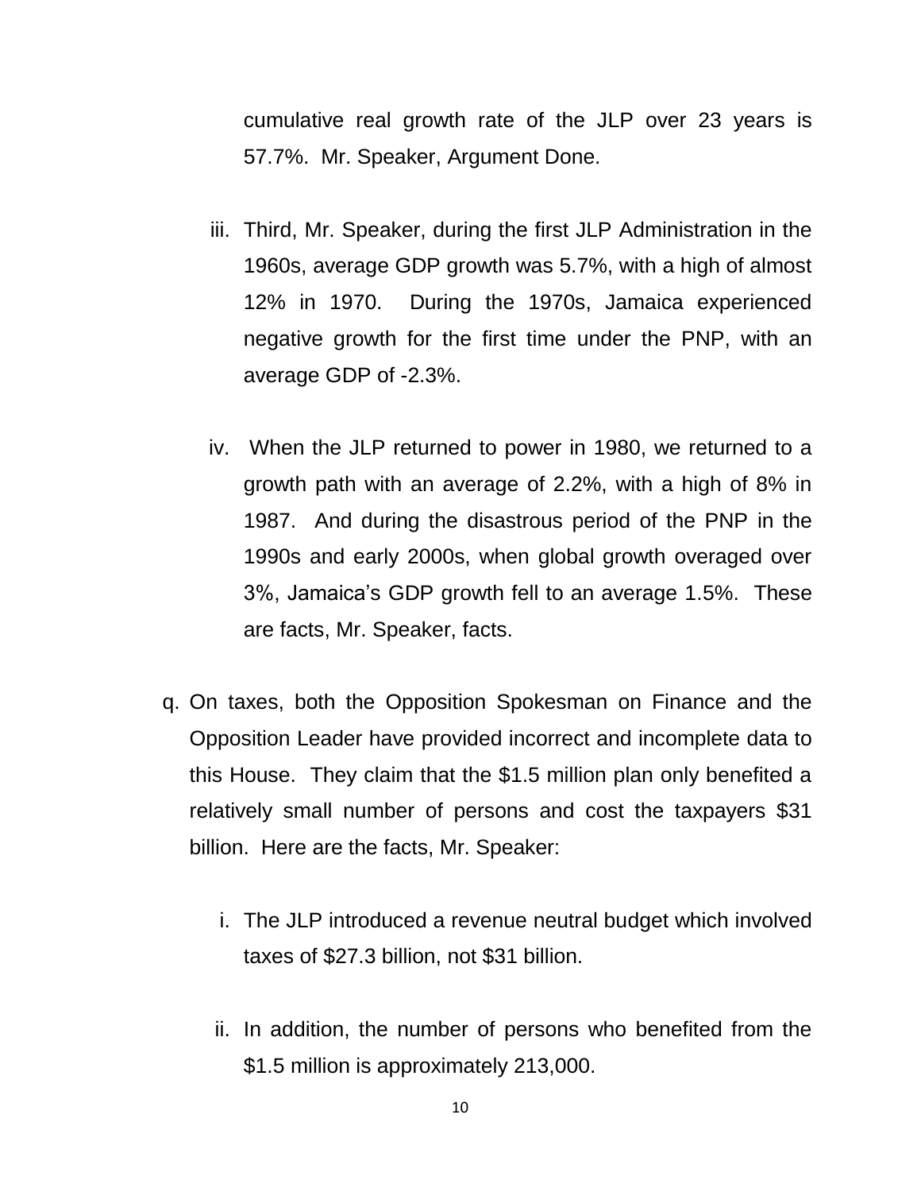cumulative real growth rate of the JLP over 23 years is 57.7%. Mr. Speaker, Argument Done.

iii. Third, Mr. Speaker, during the first JLP Administration in the 1960s, average GDP growth was 5.7%, with a high of almost 12% in 1970. During the 1970s, Jamaica experienced negative growth for the first time under the PNP, with an average GDP of -2.3%.

iv. When the JLP returned to power in 1980, we returned to a growth path with an average of 2.2%, with a high of 8% in 1987. And during the disastrous period of the PNP in the 1990s and early 2000s, when global growth overaged over 3%, Jamaica's GDP growth fell to an average 1.5%. These are facts, Mr. Speaker, facts.

q. On taxes, both the Opposition Spokesman on Finance and the Opposition Leader have provided incorrect and incomplete data to this House. They claim that the $1.5 million plan only benefited a relatively small number of persons and cost the taxpayers $31 billion. Here are the facts, Mr. Speaker:

   i. The JLP introduced a revenue neutral budget which involved taxes of $27.3 billion, not $31 billion.

   ii. In addition, the number of persons who benefited from the $1.5 million is approximately 213,000.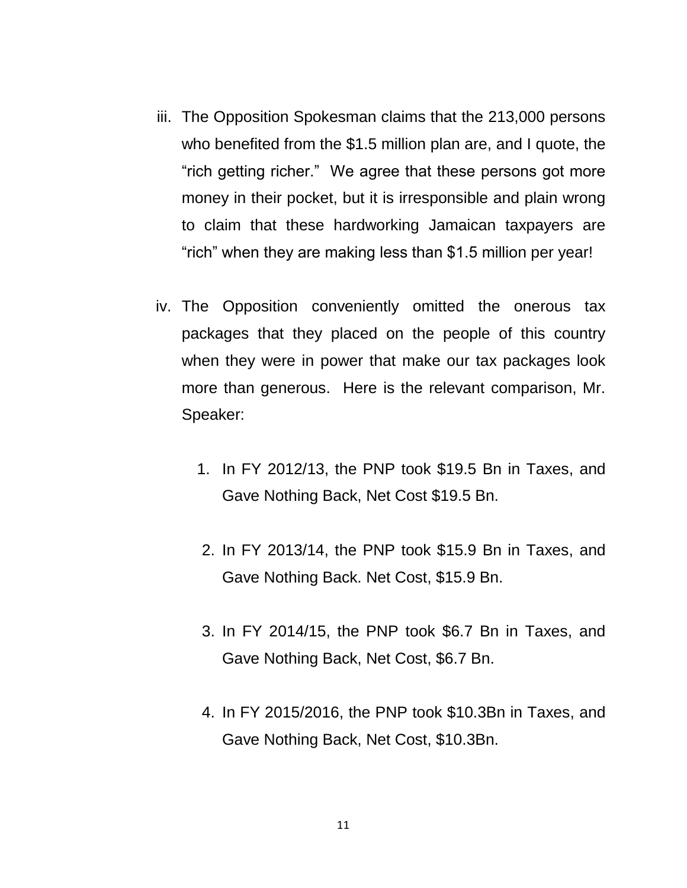iii. The Opposition Spokesman claims that the 213,000 persons who benefited from the $1.5 million plan are, and I quote, the "rich getting richer." We agree that these persons got more money in their pocket, but it is irresponsible and plain wrong to claim that these hardworking Jamaican taxpayers are "rich" when they are making less than $1.5 million per year!

iv. The Opposition conveniently omitted the onerous tax packages that they placed on the people of this country when they were in power that make our tax packages look more than generous. Here is the relevant comparison, Mr. Speaker:

   1. In FY 2012/13, the PNP took $19.5 Bn in Taxes, and Gave Nothing Back, Net Cost $19.5 Bn.

   2. In FY 2013/14, the PNP took $15.9 Bn in Taxes, and Gave Nothing Back. Net Cost, $15.9 Bn.

   3. In FY 2014/15, the PNP took $6.7 Bn in Taxes, and Gave Nothing Back, Net Cost, $6.7 Bn.

   4. In FY 2015/2016, the PNP took $10.3Bn in Taxes, and Gave Nothing Back, Net Cost, $10.3Bn.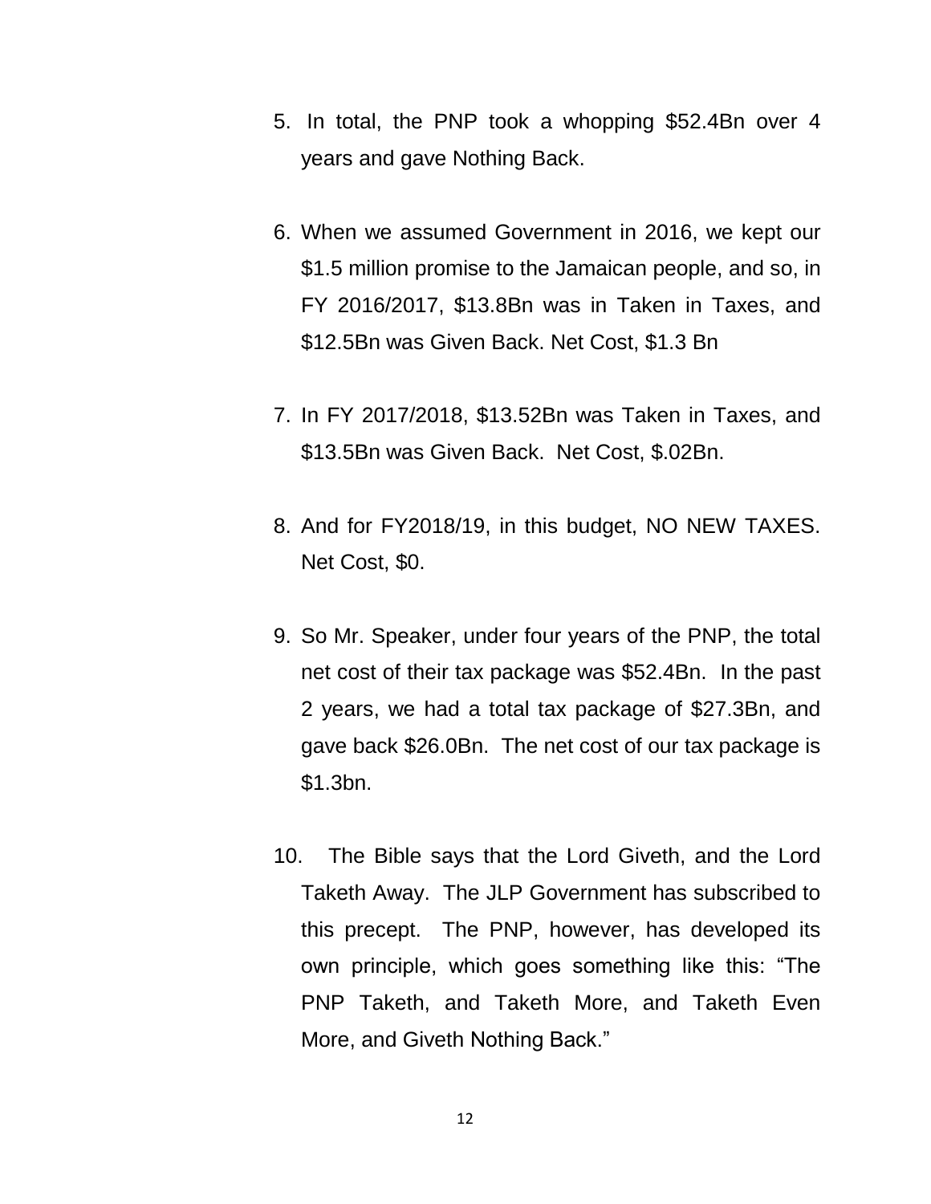5. In total, the PNP took a whopping $52.4Bn over 4 years and gave Nothing Back.

6. When we assumed Government in 2016, we kept our $1.5 million promise to the Jamaican people, and so, in FY 2016/2017, $13.8Bn was in Taken in Taxes, and $12.5Bn was Given Back. Net Cost, $1.3 Bn

7. In FY 2017/2018, $13.52Bn was Taken in Taxes, and $13.5Bn was Given Back. Net Cost, $.02Bn.

8. And for FY2018/19, in this budget, NO NEW TAXES. Net Cost, $0.

9. So Mr. Speaker, under four years of the PNP, the total net cost of their tax package was $52.4Bn. In the past 2 years, we had a total tax package of $27.3Bn, and gave back $26.0Bn. The net cost of our tax package is $1.3bn.

10. The Bible says that the Lord Giveth, and the Lord Taketh Away. The JLP Government has subscribed to this precept. The PNP, however, has developed its own principle, which goes something like this: "The PNP Taketh, and Taketh More, and Taketh Even More, and Giveth Nothing Back."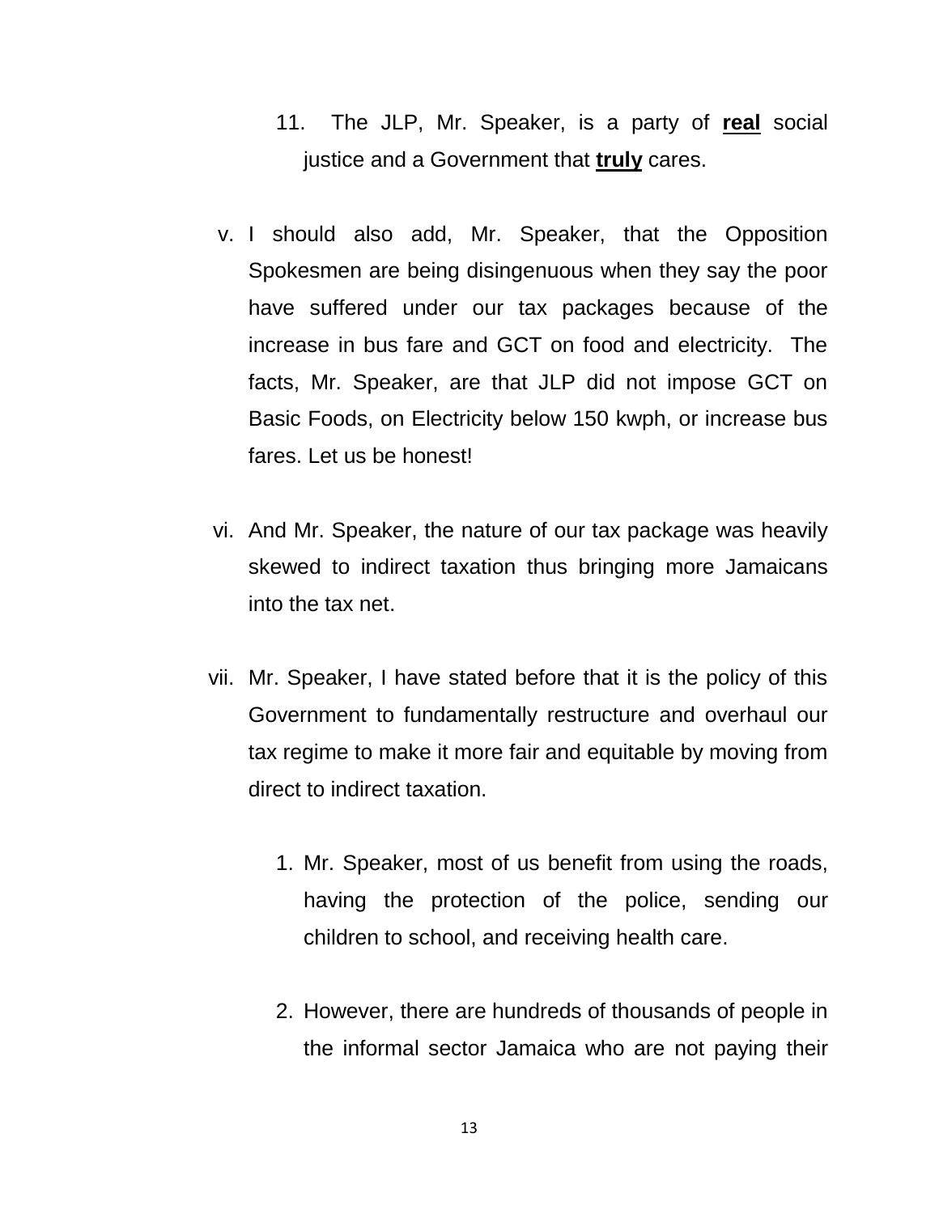11. The JLP, Mr. Speaker, is a party of **real** social justice and a Government that **truly** cares.

v. I should also add, Mr. Speaker, that the Opposition Spokesmen are being disingenuous when they say the poor have suffered under our tax packages because of the increase in bus fare and GCT on food and electricity. The facts, Mr. Speaker, are that JLP did not impose GCT on Basic Foods, on Electricity below 150 kwph, or increase bus fares. Let us be honest!

vi. And Mr. Speaker, the nature of our tax package was heavily skewed to indirect taxation thus bringing more Jamaicans into the tax net.

vii. Mr. Speaker, I have stated before that it is the policy of this Government to fundamentally restructure and overhaul our tax regime to make it more fair and equitable by moving from direct to indirect taxation.

1. Mr. Speaker, most of us benefit from using the roads, having the protection of the police, sending our children to school, and receiving health care.

2. However, there are hundreds of thousands of people in the informal sector Jamaica who are not paying their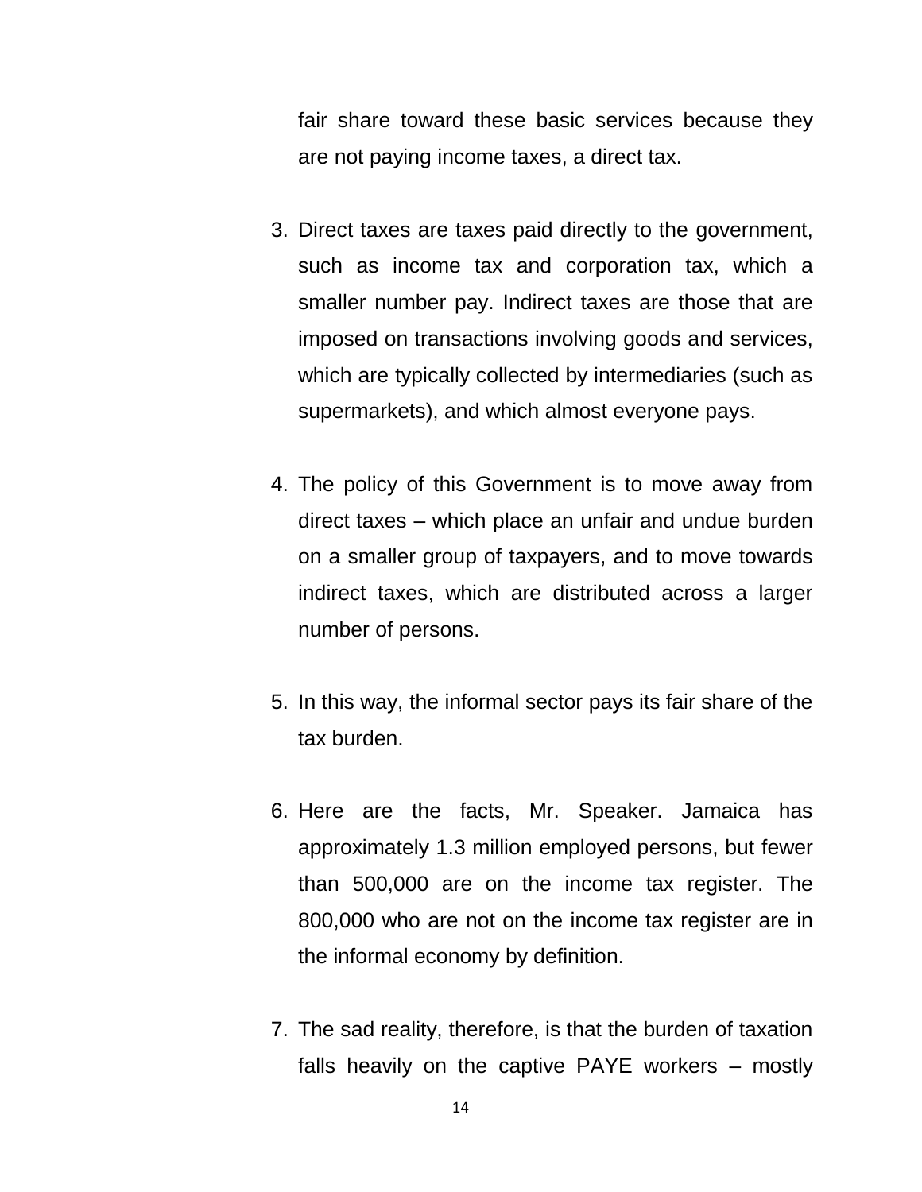fair share toward these basic services because they are not paying income taxes, a direct tax.

3. Direct taxes are taxes paid directly to the government, such as income tax and corporation tax, which a smaller number pay. Indirect taxes are those that are imposed on transactions involving goods and services, which are typically collected by intermediaries (such as supermarkets), and which almost everyone pays.

4. The policy of this Government is to move away from direct taxes – which place an unfair and undue burden on a smaller group of taxpayers, and to move towards indirect taxes, which are distributed across a larger number of persons.

5. In this way, the informal sector pays its fair share of the tax burden.

6. Here are the facts, Mr. Speaker. Jamaica has approximately 1.3 million employed persons, but fewer than 500,000 are on the income tax register. The 800,000 who are not on the income tax register are in the informal economy by definition.

7. The sad reality, therefore, is that the burden of taxation falls heavily on the captive PAYE workers – mostly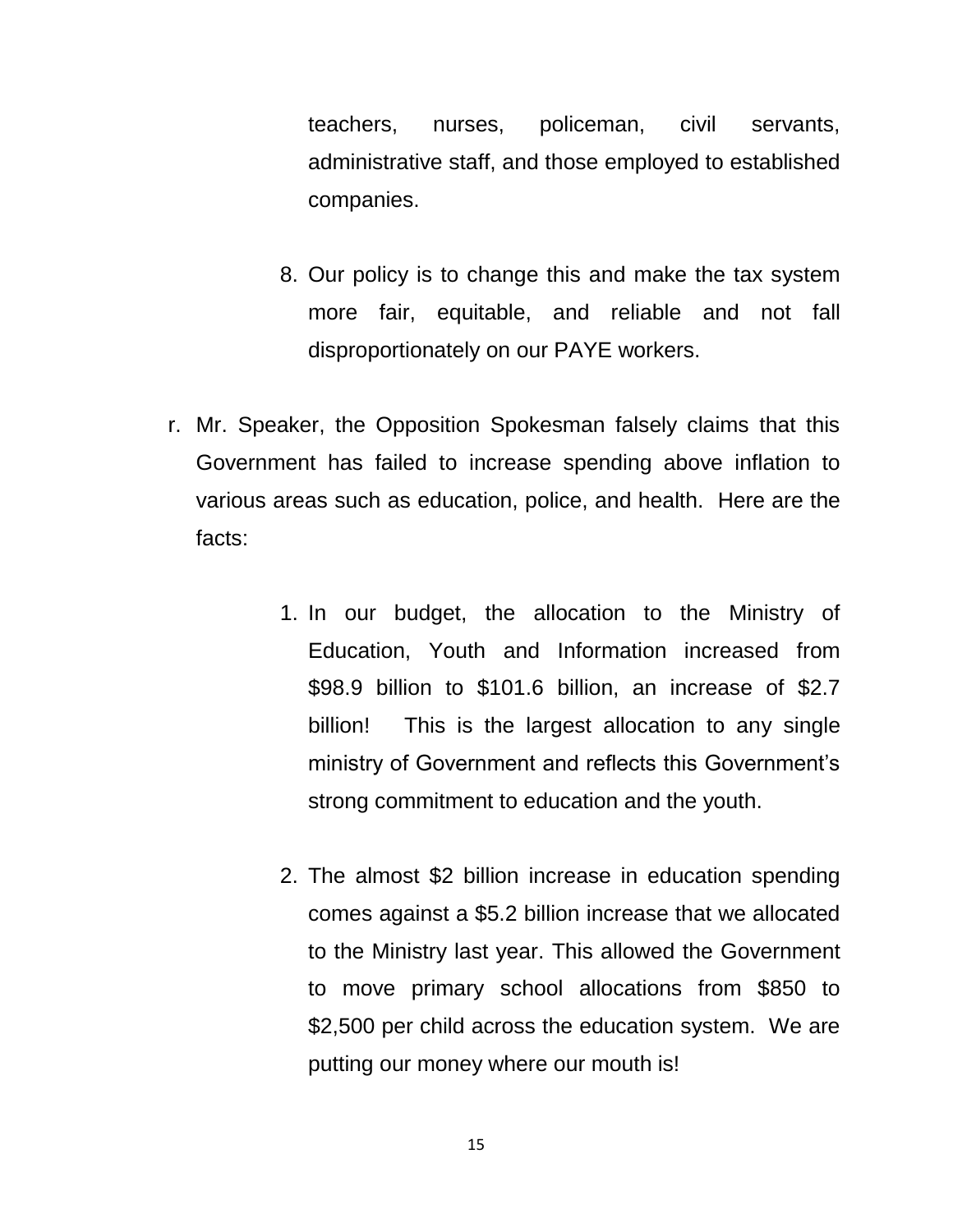teachers, nurses, policeman, civil servants, administrative staff, and those employed to established companies.

8. Our policy is to change this and make the tax system more fair, equitable, and reliable and not fall disproportionately on our PAYE workers.

r. Mr. Speaker, the Opposition Spokesman falsely claims that this Government has failed to increase spending above inflation to various areas such as education, police, and health. Here are the facts:

    1. In our budget, the allocation to the Ministry of Education, Youth and Information increased from $98.9 billion to $101.6 billion, an increase of $2.7 billion! This is the largest allocation to any single ministry of Government and reflects this Government's strong commitment to education and the youth.

    2. The almost $2 billion increase in education spending comes against a $5.2 billion increase that we allocated to the Ministry last year. This allowed the Government to move primary school allocations from $850 to $2,500 per child across the education system. We are putting our money where our mouth is!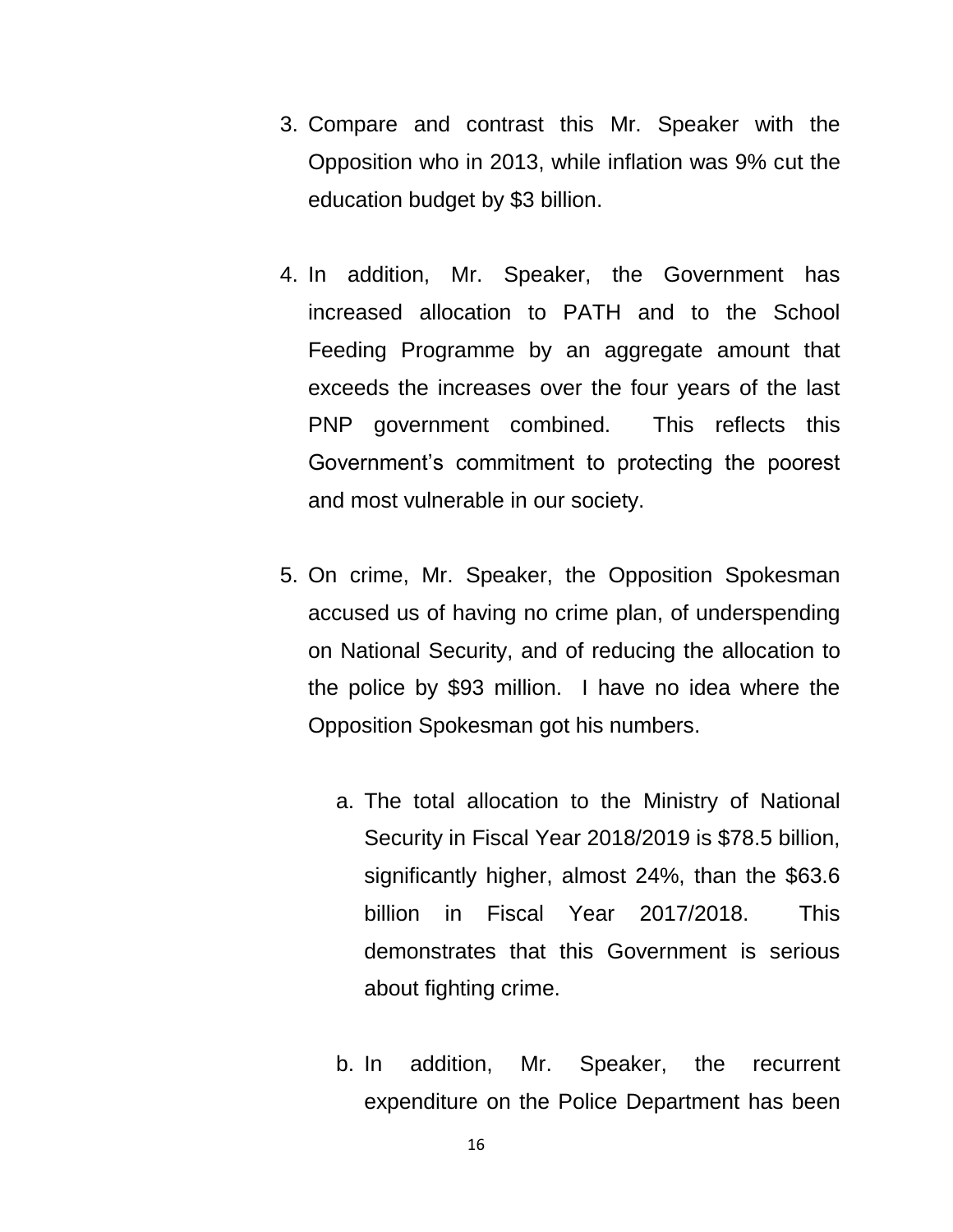3. Compare and contrast this Mr. Speaker with the Opposition who in 2013, while inflation was 9% cut the education budget by $3 billion.

4. In addition, Mr. Speaker, the Government has increased allocation to PATH and to the School Feeding Programme by an aggregate amount that exceeds the increases over the four years of the last PNP government combined. This reflects this Government's commitment to protecting the poorest and most vulnerable in our society.

5. On crime, Mr. Speaker, the Opposition Spokesman accused us of having no crime plan, of underspending on National Security, and of reducing the allocation to the police by $93 million. I have no idea where the Opposition Spokesman got his numbers.

   a. The total allocation to the Ministry of National Security in Fiscal Year 2018/2019 is $78.5 billion, significantly higher, almost 24%, than the $63.6 billion in Fiscal Year 2017/2018. This demonstrates that this Government is serious about fighting crime.

   b. In addition, Mr. Speaker, the recurrent expenditure on the Police Department has been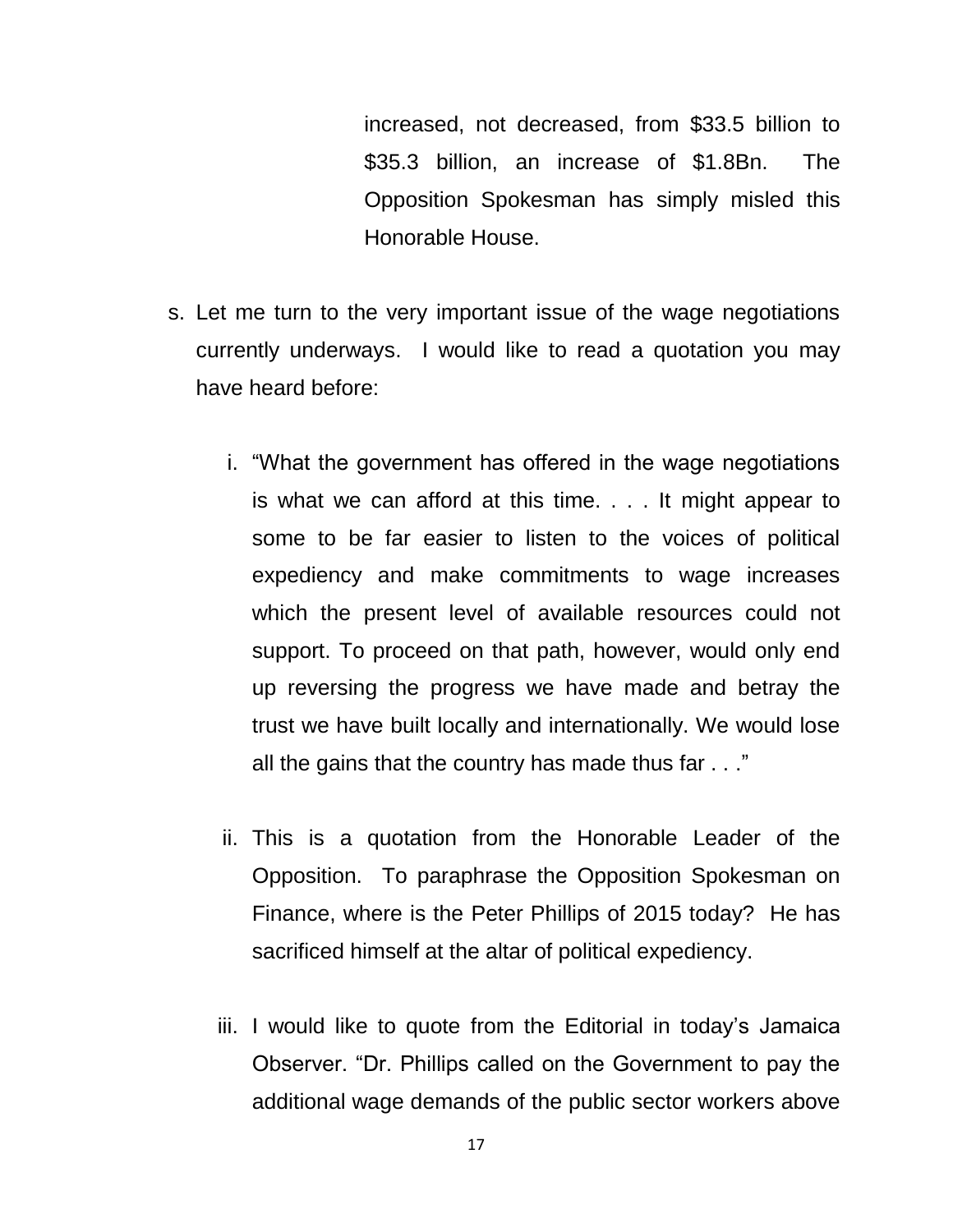increased, not decreased, from $33.5 billion to $35.3 billion, an increase of $1.8Bn. The Opposition Spokesman has simply misled this Honorable House.

s. Let me turn to the very important issue of the wage negotiations currently underways. I would like to read a quotation you may have heard before:

   i. "What the government has offered in the wage negotiations is what we can afford at this time. . . . It might appear to some to be far easier to listen to the voices of political expediency and make commitments to wage increases which the present level of available resources could not support. To proceed on that path, however, would only end up reversing the progress we have made and betray the trust we have built locally and internationally. We would lose all the gains that the country has made thus far . . ."

   ii. This is a quotation from the Honorable Leader of the Opposition. To paraphrase the Opposition Spokesman on Finance, where is the Peter Phillips of 2015 today? He has sacrificed himself at the altar of political expediency.

   iii. I would like to quote from the Editorial in today's Jamaica Observer. "Dr. Phillips called on the Government to pay the additional wage demands of the public sector workers above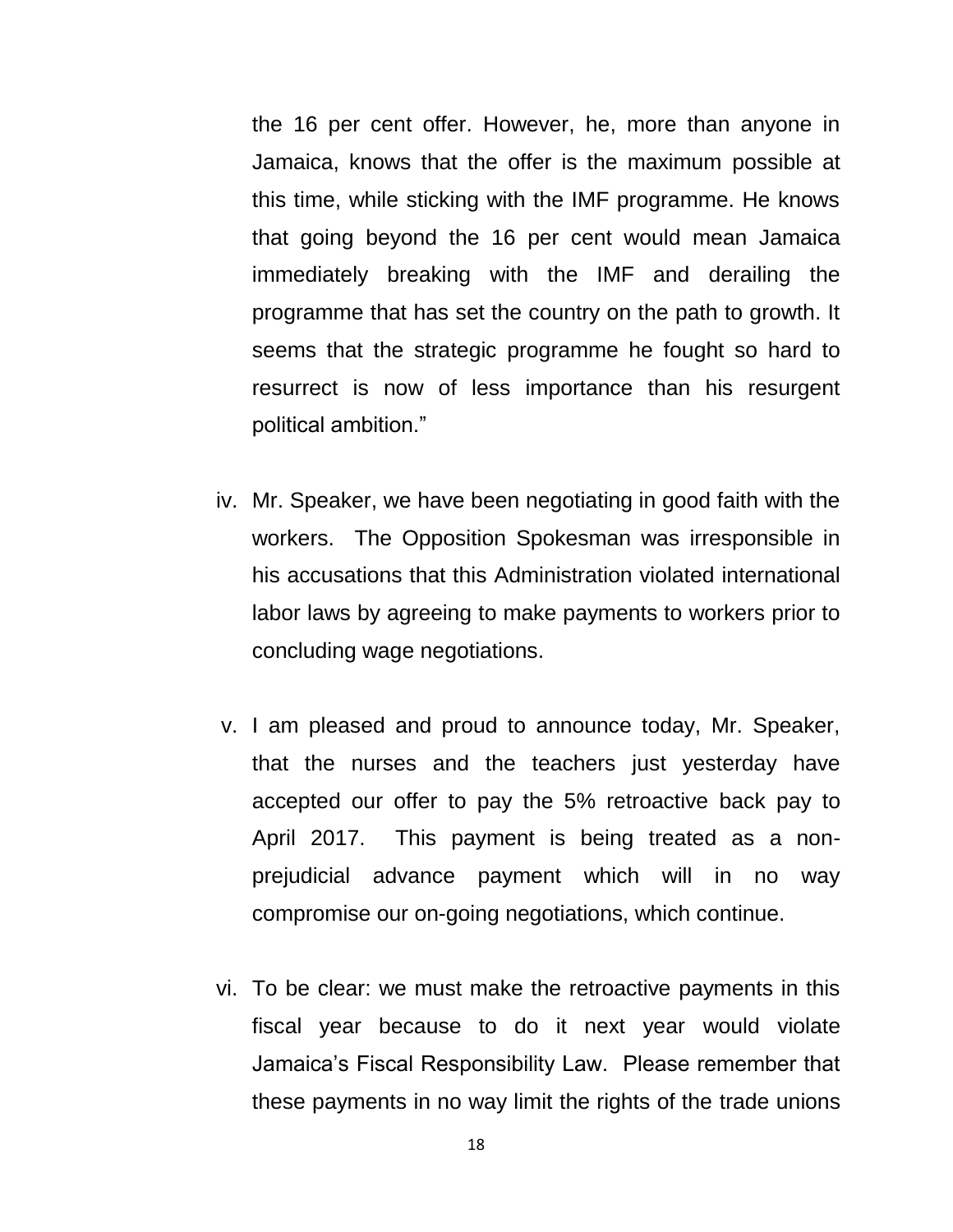the 16 per cent offer. However, he, more than anyone in Jamaica, knows that the offer is the maximum possible at this time, while sticking with the IMF programme. He knows that going beyond the 16 per cent would mean Jamaica immediately breaking with the IMF and derailing the programme that has set the country on the path to growth. It seems that the strategic programme he fought so hard to resurrect is now of less importance than his resurgent political ambition."

iv. Mr. Speaker, we have been negotiating in good faith with the workers. The Opposition Spokesman was irresponsible in his accusations that this Administration violated international labor laws by agreeing to make payments to workers prior to concluding wage negotiations.

v. I am pleased and proud to announce today, Mr. Speaker, that the nurses and the teachers just yesterday have accepted our offer to pay the 5% retroactive back pay to April 2017. This payment is being treated as a non-prejudicial advance payment which will in no way compromise our on-going negotiations, which continue.

vi. To be clear: we must make the retroactive payments in this fiscal year because to do it next year would violate Jamaica's Fiscal Responsibility Law. Please remember that these payments in no way limit the rights of the trade unions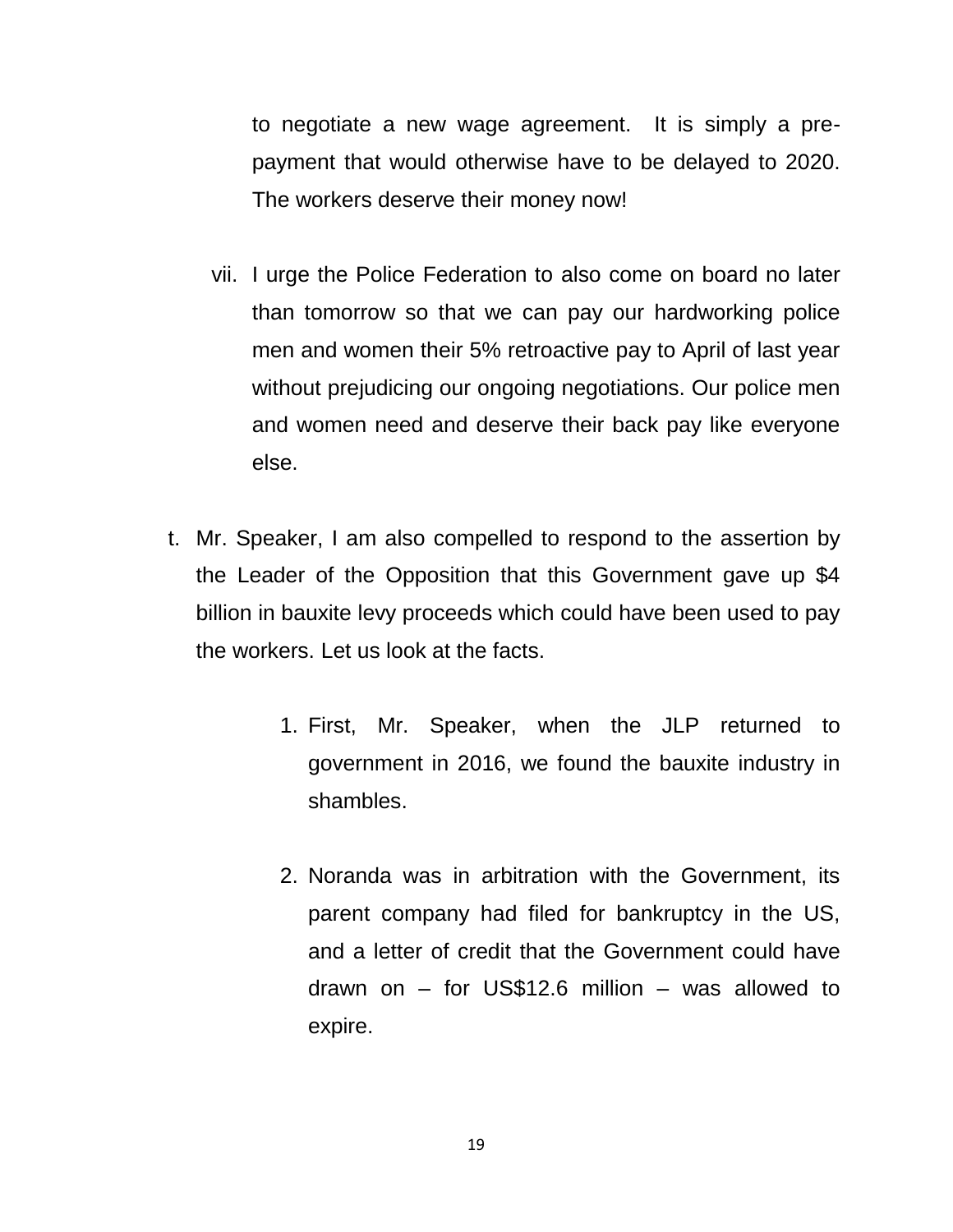to negotiate a new wage agreement. It is simply a pre-payment that would otherwise have to be delayed to 2020. The workers deserve their money now!

vii. I urge the Police Federation to also come on board no later than tomorrow so that we can pay our hardworking police men and women their 5% retroactive pay to April of last year without prejudicing our ongoing negotiations. Our police men and women need and deserve their back pay like everyone else.

t. Mr. Speaker, I am also compelled to respond to the assertion by the Leader of the Opposition that this Government gave up $4 billion in bauxite levy proceeds which could have been used to pay the workers. Let us look at the facts.

1. First, Mr. Speaker, when the JLP returned to government in 2016, we found the bauxite industry in shambles.

2. Noranda was in arbitration with the Government, its parent company had filed for bankruptcy in the US, and a letter of credit that the Government could have drawn on – for US$12.6 million – was allowed to expire.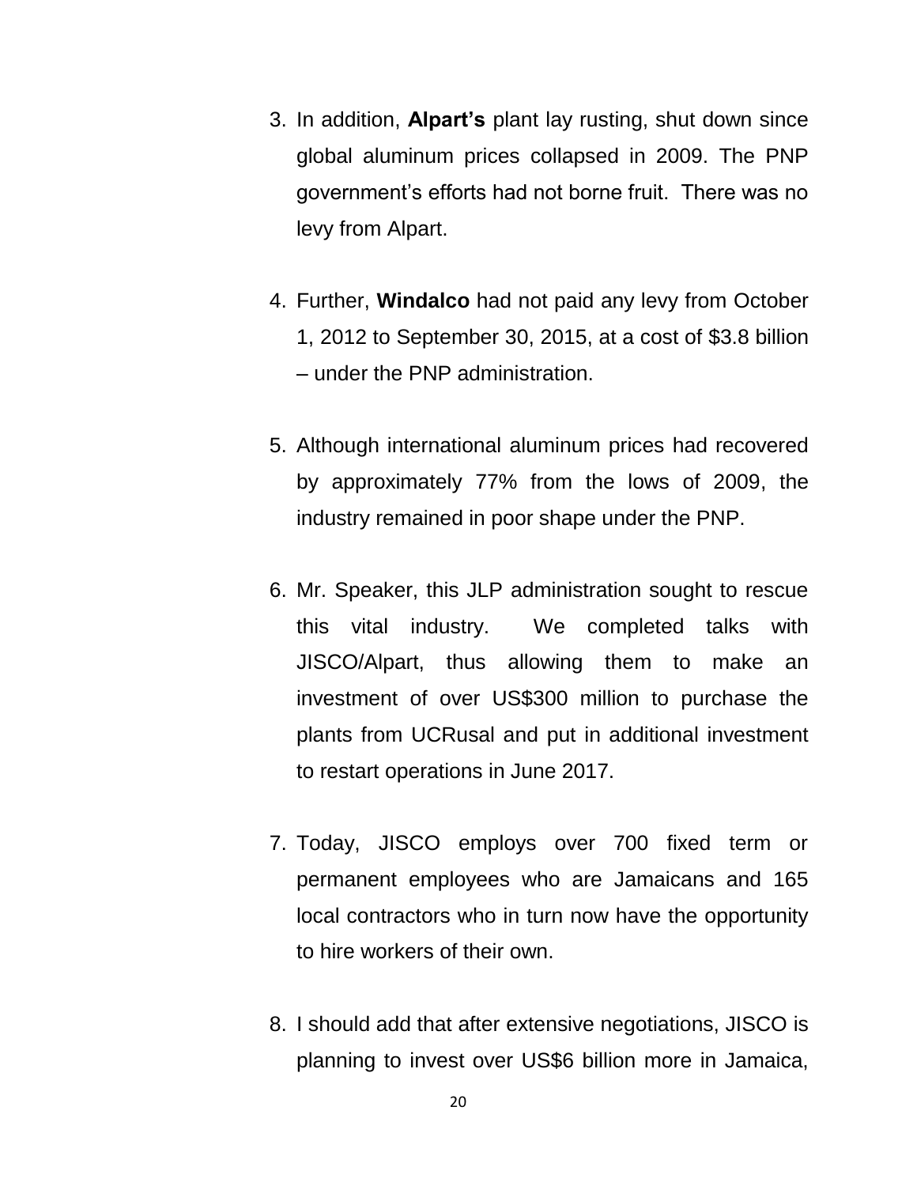3. In addition, **Alpart's** plant lay rusting, shut down since global aluminum prices collapsed in 2009. The PNP government's efforts had not borne fruit. There was no levy from Alpart.

4. Further, **Windalco** had not paid any levy from October 1, 2012 to September 30, 2015, at a cost of $3.8 billion – under the PNP administration.

5. Although international aluminum prices had recovered by approximately 77% from the lows of 2009, the industry remained in poor shape under the PNP.

6. Mr. Speaker, this JLP administration sought to rescue this vital industry. We completed talks with JISCO/Alpart, thus allowing them to make an investment of over US$300 million to purchase the plants from UCRusal and put in additional investment to restart operations in June 2017.

7. Today, JISCO employs over 700 fixed term or permanent employees who are Jamaicans and 165 local contractors who in turn now have the opportunity to hire workers of their own.

8. I should add that after extensive negotiations, JISCO is planning to invest over US$6 billion more in Jamaica,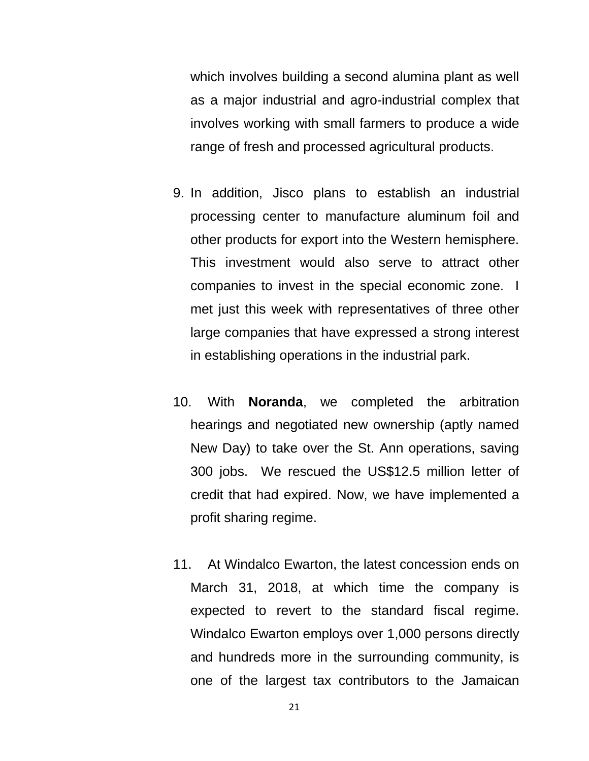which involves building a second alumina plant as well as a major industrial and agro-industrial complex that involves working with small farmers to produce a wide range of fresh and processed agricultural products.

9. In addition, Jisco plans to establish an industrial processing center to manufacture aluminum foil and other products for export into the Western hemisphere. This investment would also serve to attract other companies to invest in the special economic zone. I met just this week with representatives of three other large companies that have expressed a strong interest in establishing operations in the industrial park.

10. With **Noranda**, we completed the arbitration hearings and negotiated new ownership (aptly named New Day) to take over the St. Ann operations, saving 300 jobs. We rescued the US$12.5 million letter of credit that had expired. Now, we have implemented a profit sharing regime.

11. At Windalco Ewarton, the latest concession ends on March 31, 2018, at which time the company is expected to revert to the standard fiscal regime. Windalco Ewarton employs over 1,000 persons directly and hundreds more in the surrounding community, is one of the largest tax contributors to the Jamaican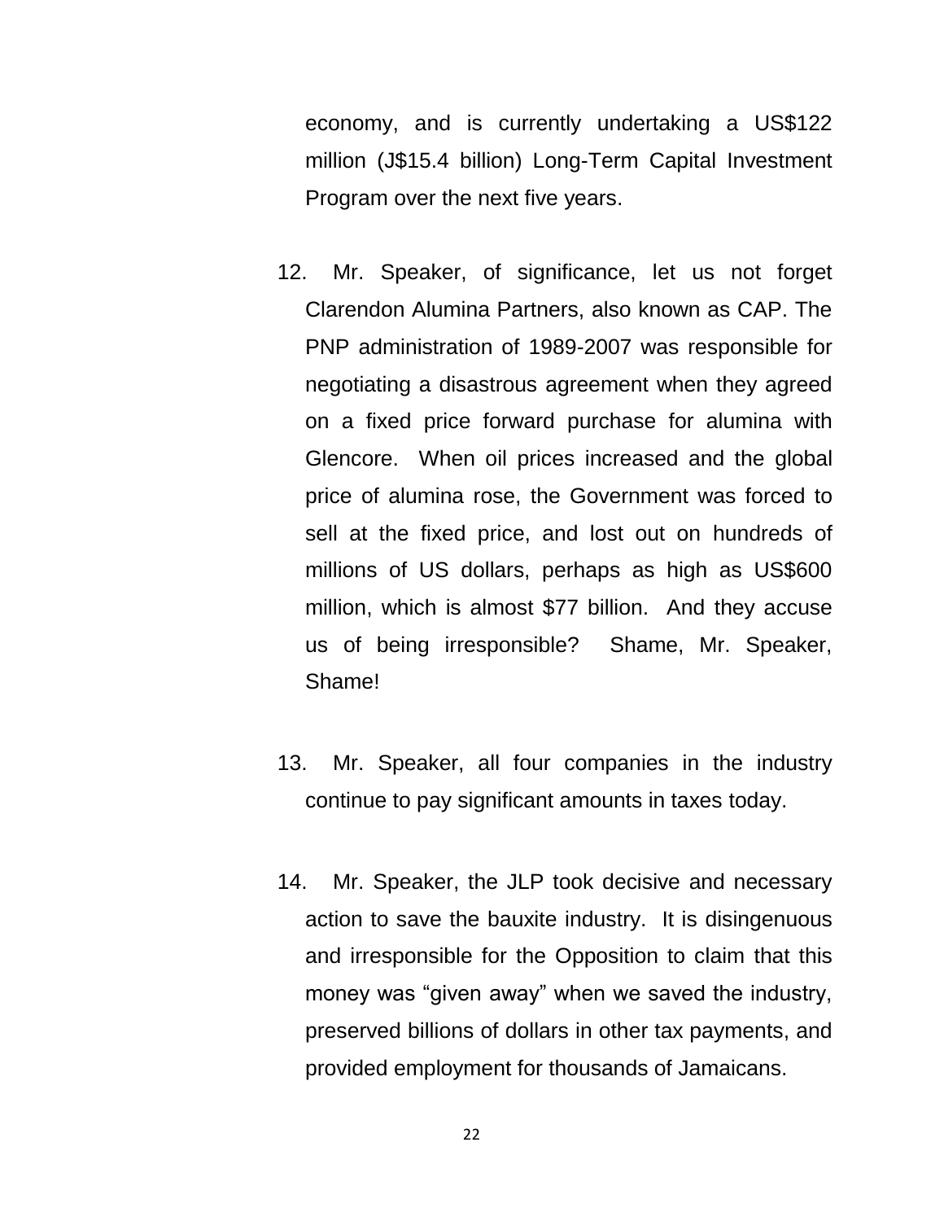economy, and is currently undertaking a US$122 million (J$15.4 billion) Long-Term Capital Investment Program over the next five years.

12. Mr. Speaker, of significance, let us not forget Clarendon Alumina Partners, also known as CAP. The PNP administration of 1989-2007 was responsible for negotiating a disastrous agreement when they agreed on a fixed price forward purchase for alumina with Glencore. When oil prices increased and the global price of alumina rose, the Government was forced to sell at the fixed price, and lost out on hundreds of millions of US dollars, perhaps as high as US$600 million, which is almost $77 billion. And they accuse us of being irresponsible? Shame, Mr. Speaker, Shame!

13. Mr. Speaker, all four companies in the industry continue to pay significant amounts in taxes today.

14. Mr. Speaker, the JLP took decisive and necessary action to save the bauxite industry. It is disingenuous and irresponsible for the Opposition to claim that this money was "given away" when we saved the industry, preserved billions of dollars in other tax payments, and provided employment for thousands of Jamaicans.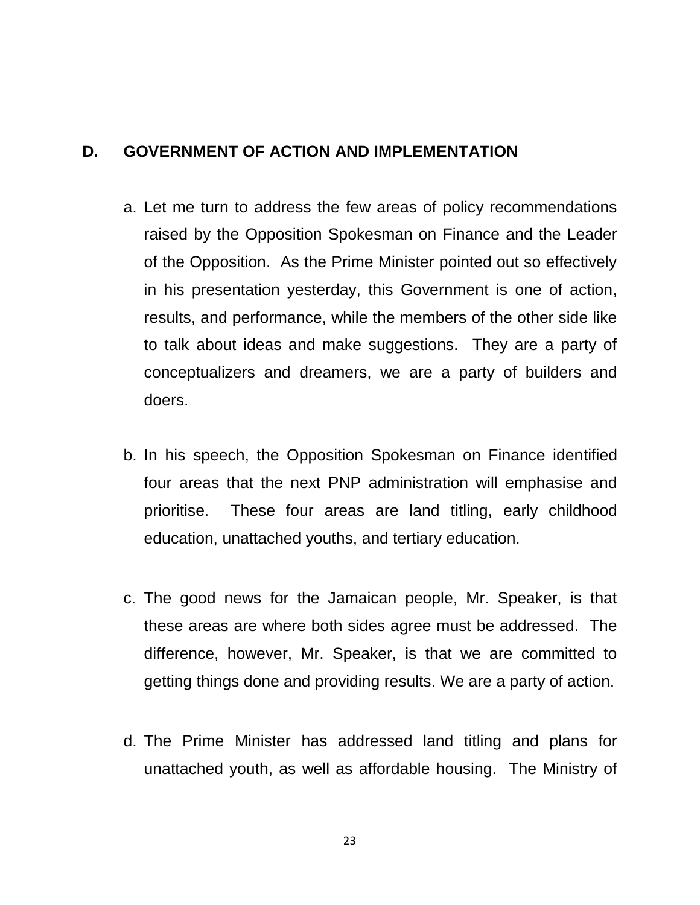## D. GOVERNMENT OF ACTION AND IMPLEMENTATION

a. Let me turn to address the few areas of policy recommendations raised by the Opposition Spokesman on Finance and the Leader of the Opposition. As the Prime Minister pointed out so effectively in his presentation yesterday, this Government is one of action, results, and performance, while the members of the other side like to talk about ideas and make suggestions. They are a party of conceptualizers and dreamers, we are a party of builders and doers.

b. In his speech, the Opposition Spokesman on Finance identified four areas that the next PNP administration will emphasise and prioritise. These four areas are land titling, early childhood education, unattached youths, and tertiary education.

c. The good news for the Jamaican people, Mr. Speaker, is that these areas are where both sides agree must be addressed. The difference, however, Mr. Speaker, is that we are committed to getting things done and providing results. We are a party of action.

d. The Prime Minister has addressed land titling and plans for unattached youth, as well as affordable housing. The Ministry of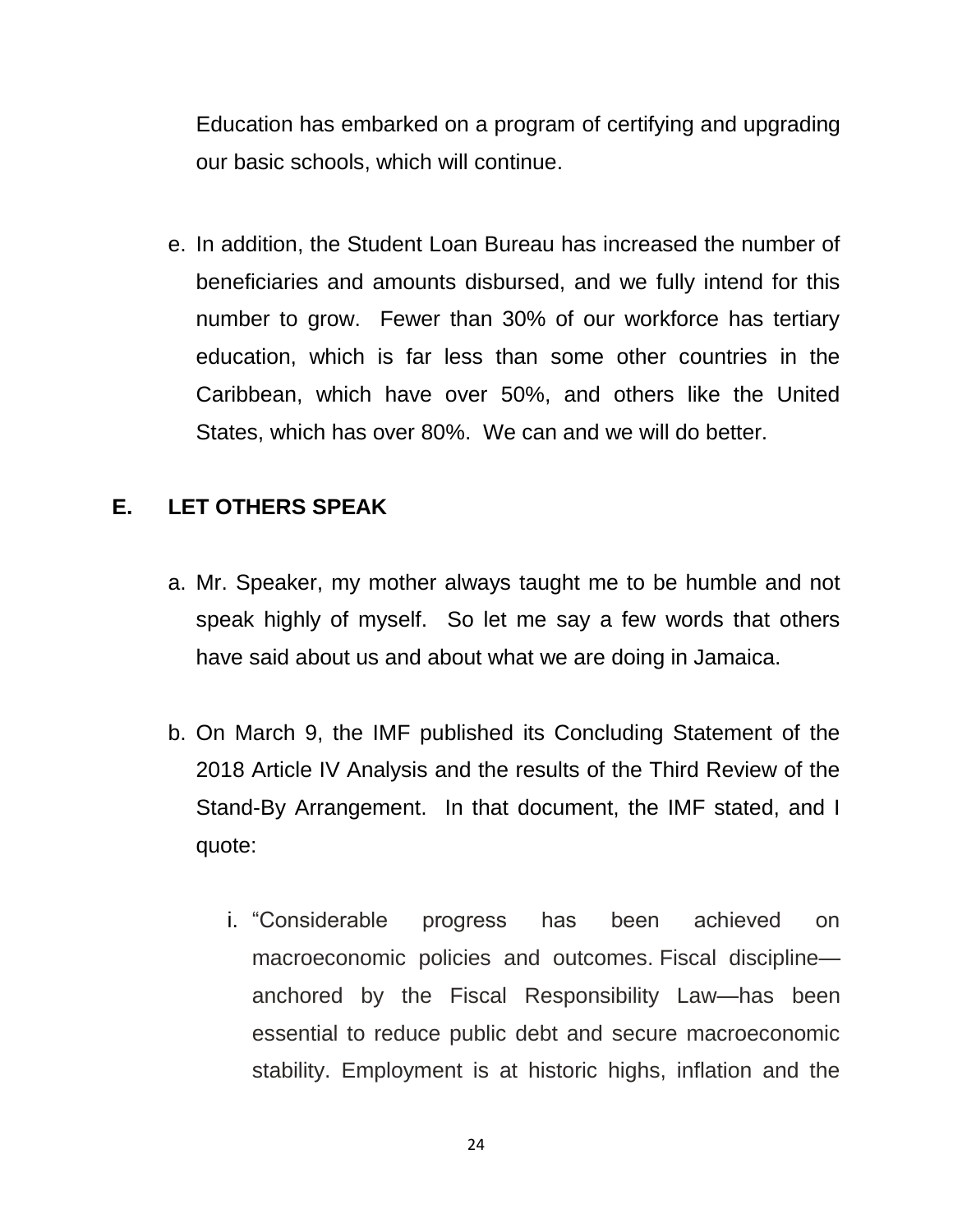Education has embarked on a program of certifying and upgrading our basic schools, which will continue.

e. In addition, the Student Loan Bureau has increased the number of beneficiaries and amounts disbursed, and we fully intend for this number to grow. Fewer than 30% of our workforce has tertiary education, which is far less than some other countries in the Caribbean, which have over 50%, and others like the United States, which has over 80%. We can and we will do better.

## E. LET OTHERS SPEAK

a. Mr. Speaker, my mother always taught me to be humble and not speak highly of myself. So let me say a few words that others have said about us and about what we are doing in Jamaica.

b. On March 9, the IMF published its Concluding Statement of the 2018 Article IV Analysis and the results of the Third Review of the Stand-By Arrangement. In that document, the IMF stated, and I quote:

   i. "Considerable progress has been achieved on macroeconomic policies and outcomes. Fiscal discipline—anchored by the Fiscal Responsibility Law—has been essential to reduce public debt and secure macroeconomic stability. Employment is at historic highs, inflation and the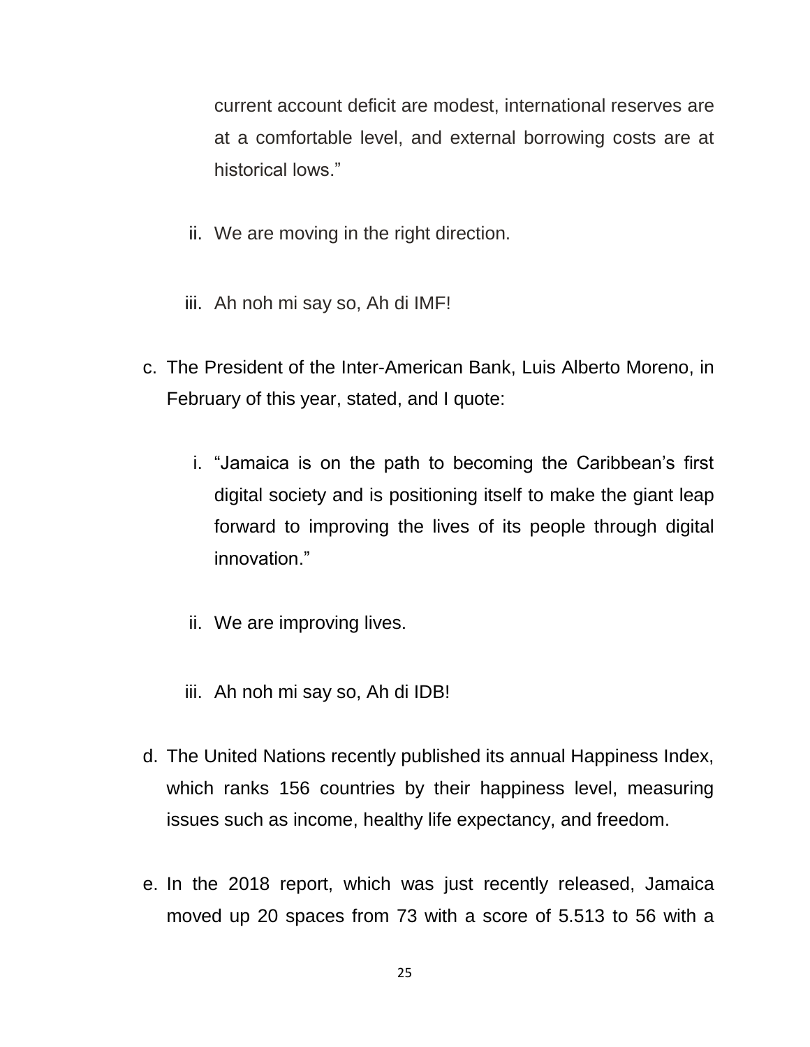current account deficit are modest, international reserves are at a comfortable level, and external borrowing costs are at historical lows."

   ii. We are moving in the right direction.

   iii. Ah noh mi say so, Ah di IMF!

c. The President of the Inter-American Bank, Luis Alberto Moreno, in February of this year, stated, and I quote:

   i. "Jamaica is on the path to becoming the Caribbean's first digital society and is positioning itself to make the giant leap forward to improving the lives of its people through digital innovation."

   ii. We are improving lives.

   iii. Ah noh mi say so, Ah di IDB!

d. The United Nations recently published its annual Happiness Index, which ranks 156 countries by their happiness level, measuring issues such as income, healthy life expectancy, and freedom.

e. In the 2018 report, which was just recently released, Jamaica moved up 20 spaces from 73 with a score of 5.513 to 56 with a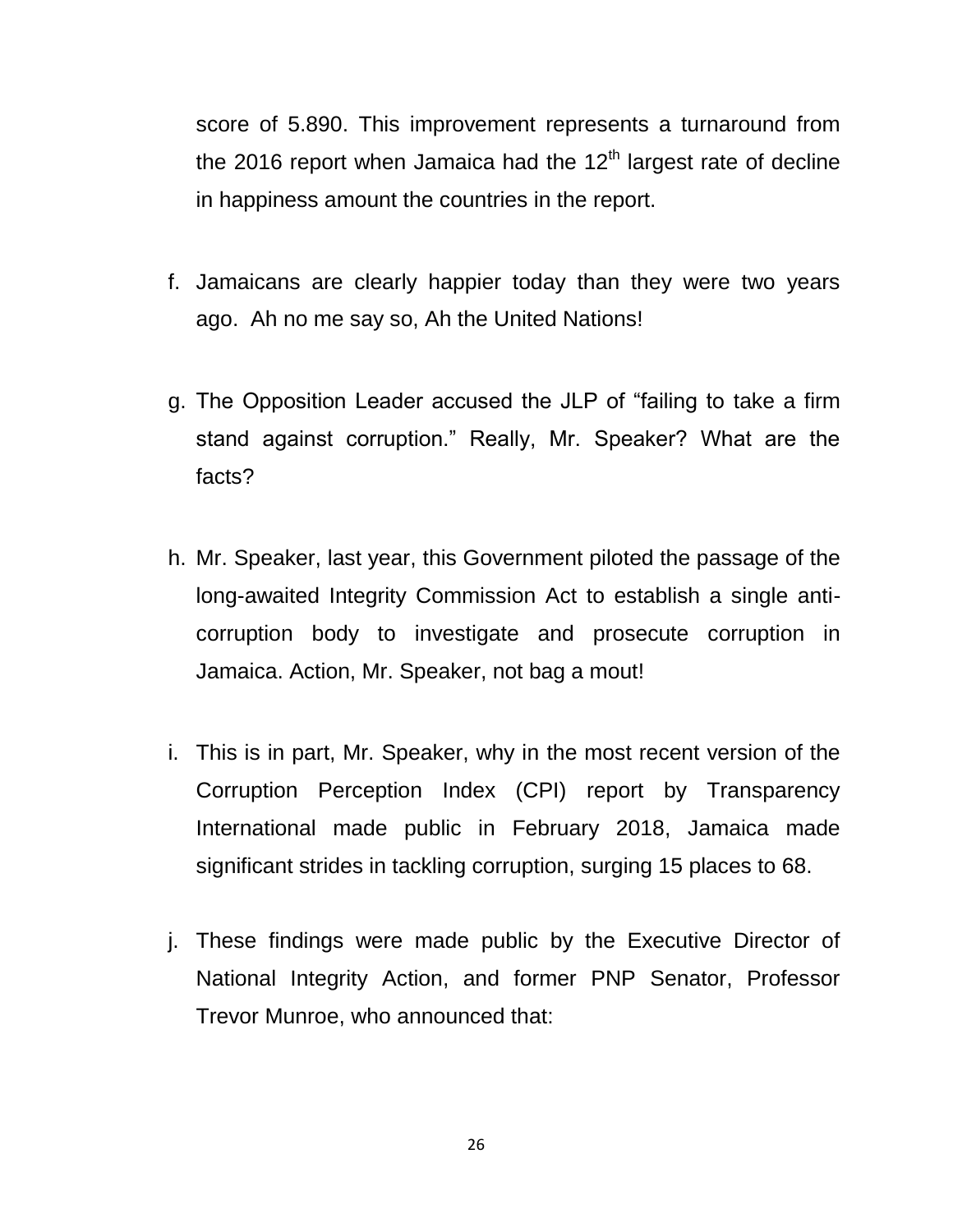score of 5.890. This improvement represents a turnaround from the 2016 report when Jamaica had the 12th largest rate of decline in happiness amount the countries in the report.

f. Jamaicans are clearly happier today than they were two years ago. Ah no me say so, Ah the United Nations!

g. The Opposition Leader accused the JLP of "failing to take a firm stand against corruption." Really, Mr. Speaker? What are the facts?

h. Mr. Speaker, last year, this Government piloted the passage of the long-awaited Integrity Commission Act to establish a single anti-corruption body to investigate and prosecute corruption in Jamaica. Action, Mr. Speaker, not bag a mout!

i. This is in part, Mr. Speaker, why in the most recent version of the Corruption Perception Index (CPI) report by Transparency International made public in February 2018, Jamaica made significant strides in tackling corruption, surging 15 places to 68.

j. These findings were made public by the Executive Director of National Integrity Action, and former PNP Senator, Professor Trevor Munroe, who announced that: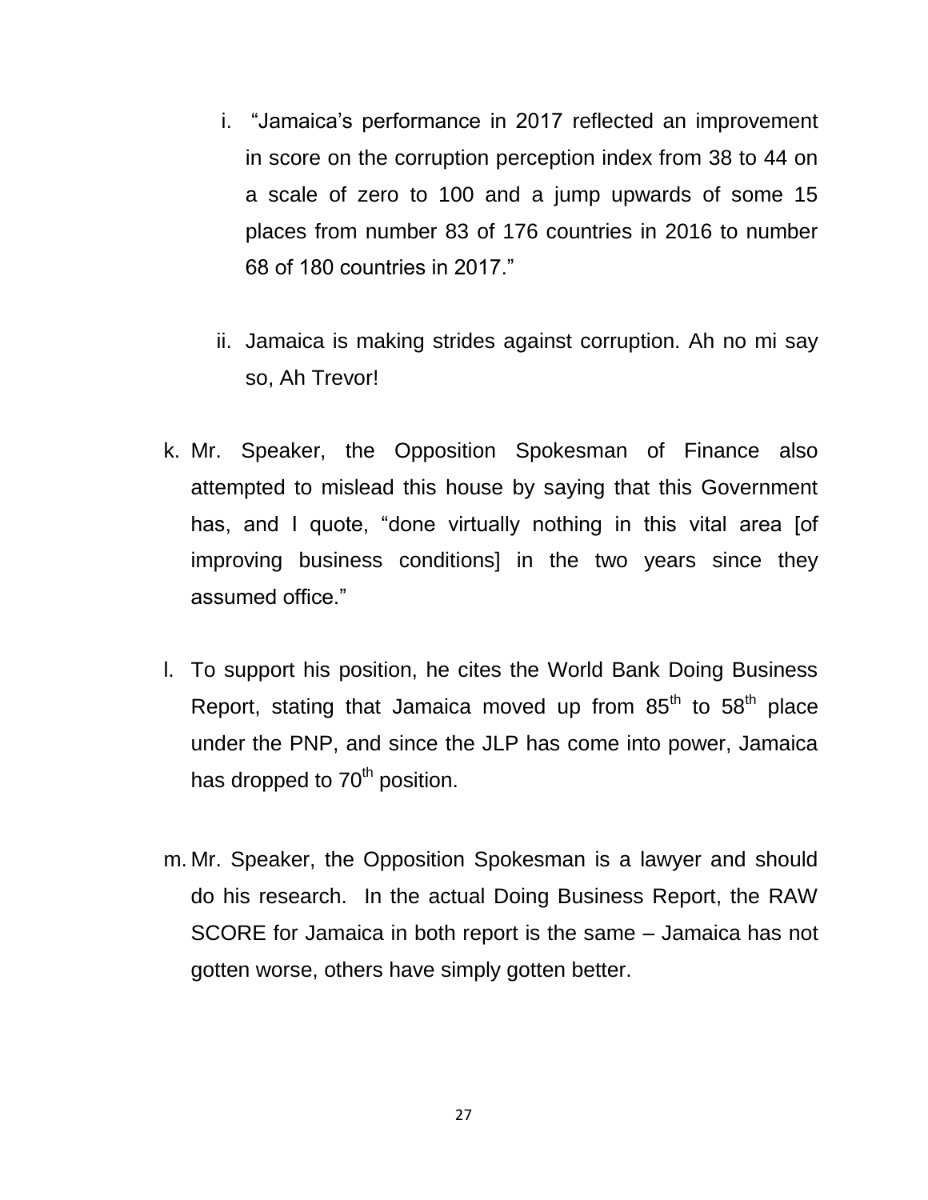i. "Jamaica's performance in 2017 reflected an improvement in score on the corruption perception index from 38 to 44 on a scale of zero to 100 and a jump upwards of some 15 places from number 83 of 176 countries in 2016 to number 68 of 180 countries in 2017."

ii. Jamaica is making strides against corruption. Ah no mi say so, Ah Trevor!

k. Mr. Speaker, the Opposition Spokesman of Finance also attempted to mislead this house by saying that this Government has, and I quote, "done virtually nothing in this vital area [of improving business conditions] in the two years since they assumed office."

l. To support his position, he cites the World Bank Doing Business Report, stating that Jamaica moved up from 85th to 58th place under the PNP, and since the JLP has come into power, Jamaica has dropped to 70th position.

m. Mr. Speaker, the Opposition Spokesman is a lawyer and should do his research. In the actual Doing Business Report, the RAW SCORE for Jamaica in both report is the same – Jamaica has not gotten worse, others have simply gotten better.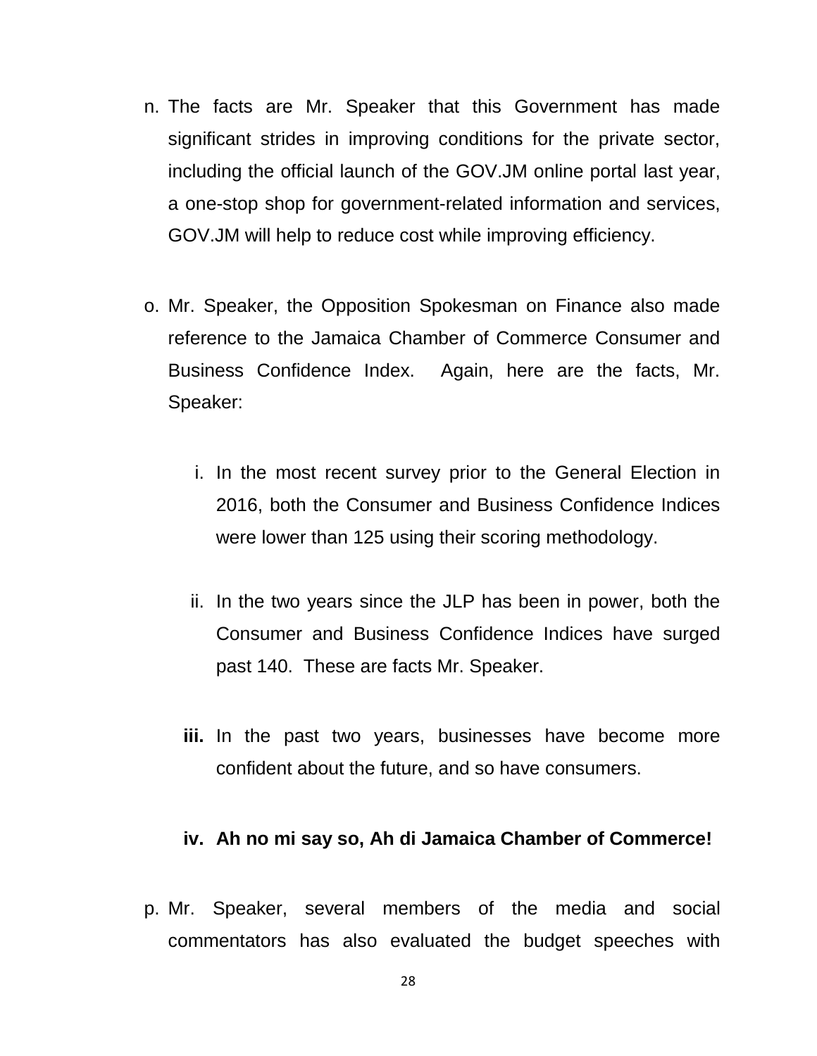n. The facts are Mr. Speaker that this Government has made significant strides in improving conditions for the private sector, including the official launch of the GOV.JM online portal last year, a one-stop shop for government-related information and services, GOV.JM will help to reduce cost while improving efficiency.

o. Mr. Speaker, the Opposition Spokesman on Finance also made reference to the Jamaica Chamber of Commerce Consumer and Business Confidence Index.  Again, here are the facts, Mr. Speaker:

   i. In the most recent survey prior to the General Election in 2016, both the Consumer and Business Confidence Indices were lower than 125 using their scoring methodology.

   ii. In the two years since the JLP has been in power, both the Consumer and Business Confidence Indices have surged past 140.  These are facts Mr. Speaker.

   **iii.** In the past two years, businesses have become more confident about the future, and so have consumers.

   **iv. Ah no mi say so, Ah di Jamaica Chamber of Commerce!**

p. Mr. Speaker, several members of the media and social commentators has also evaluated the budget speeches with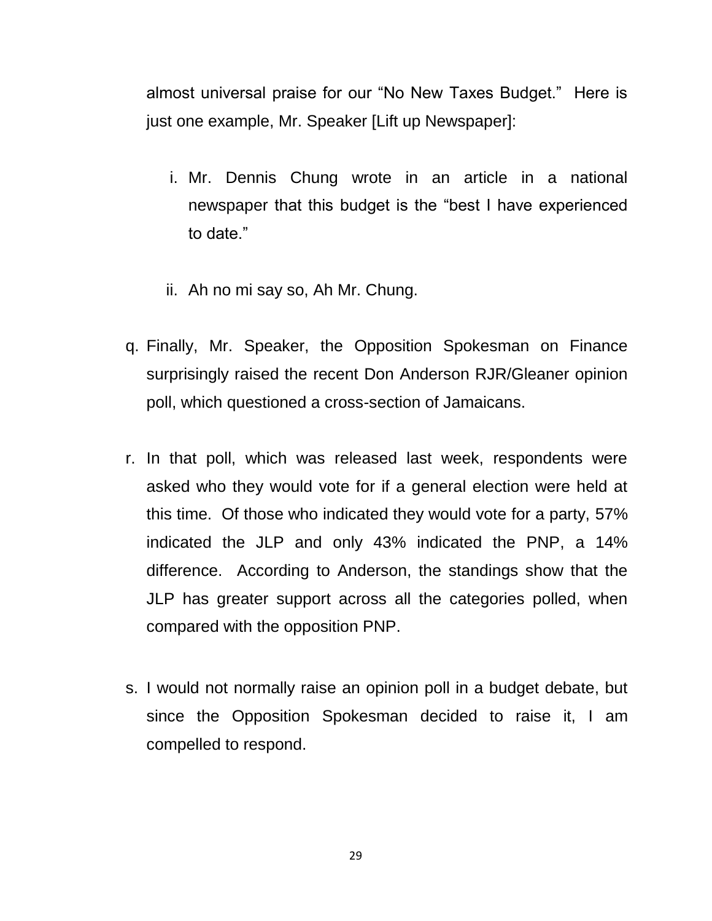almost universal praise for our “No New Taxes Budget.” Here is just one example, Mr. Speaker [Lift up Newspaper]:

i. Mr. Dennis Chung wrote in an article in a national newspaper that this budget is the “best I have experienced to date.”

ii. Ah no mi say so, Ah Mr. Chung.

q. Finally, Mr. Speaker, the Opposition Spokesman on Finance surprisingly raised the recent Don Anderson RJR/Gleaner opinion poll, which questioned a cross-section of Jamaicans.

r. In that poll, which was released last week, respondents were asked who they would vote for if a general election were held at this time. Of those who indicated they would vote for a party, 57% indicated the JLP and only 43% indicated the PNP, a 14% difference. According to Anderson, the standings show that the JLP has greater support across all the categories polled, when compared with the opposition PNP.

s. I would not normally raise an opinion poll in a budget debate, but since the Opposition Spokesman decided to raise it, I am compelled to respond.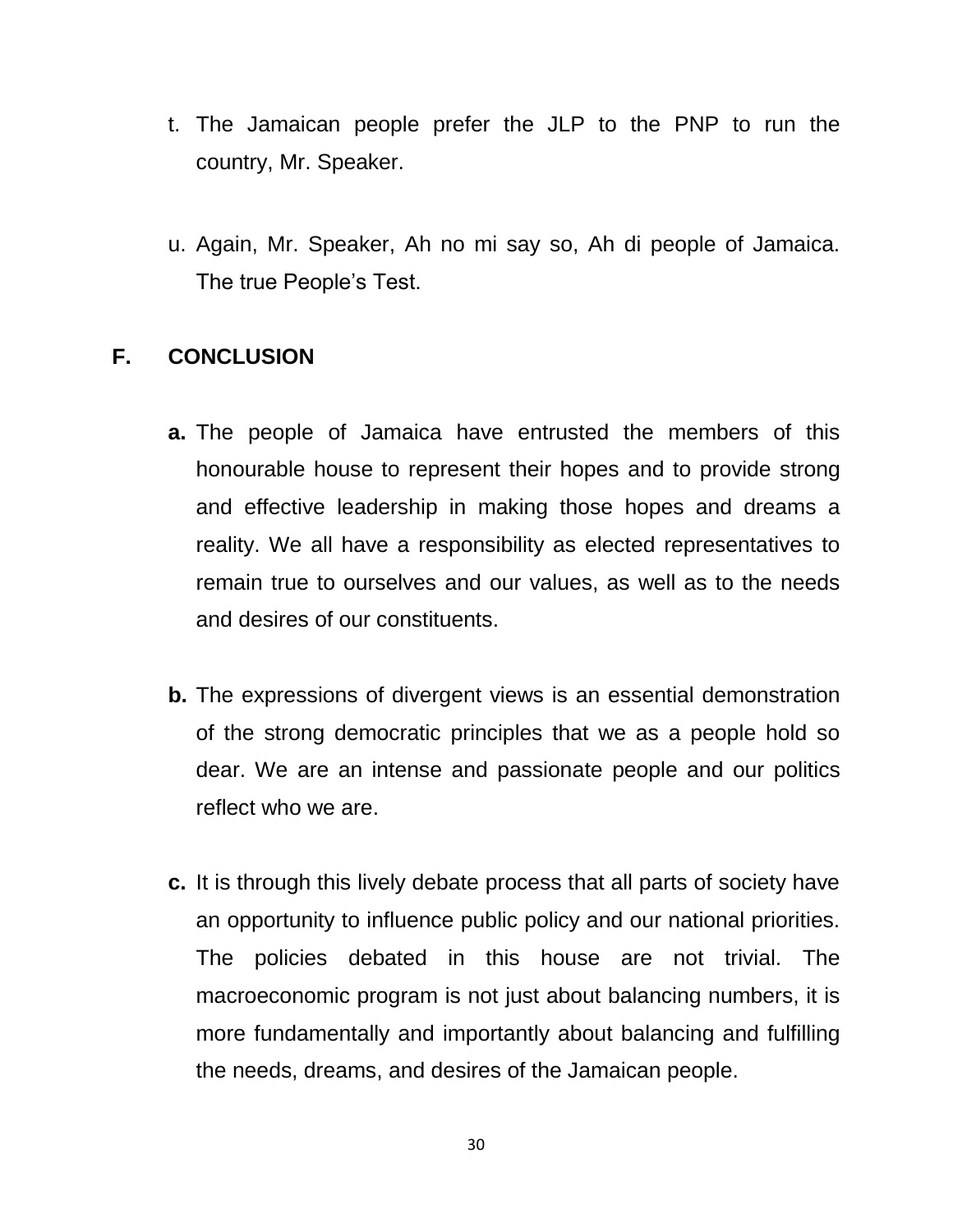t. The Jamaican people prefer the JLP to the PNP to run the country, Mr. Speaker.

u. Again, Mr. Speaker, Ah no mi say so, Ah di people of Jamaica. The true People's Test.

## F. CONCLUSION

**a.** The people of Jamaica have entrusted the members of this honourable house to represent their hopes and to provide strong and effective leadership in making those hopes and dreams a reality. We all have a responsibility as elected representatives to remain true to ourselves and our values, as well as to the needs and desires of our constituents.

**b.** The expressions of divergent views is an essential demonstration of the strong democratic principles that we as a people hold so dear. We are an intense and passionate people and our politics reflect who we are.

**c.** It is through this lively debate process that all parts of society have an opportunity to influence public policy and our national priorities. The policies debated in this house are not trivial. The macroeconomic program is not just about balancing numbers, it is more fundamentally and importantly about balancing and fulfilling the needs, dreams, and desires of the Jamaican people.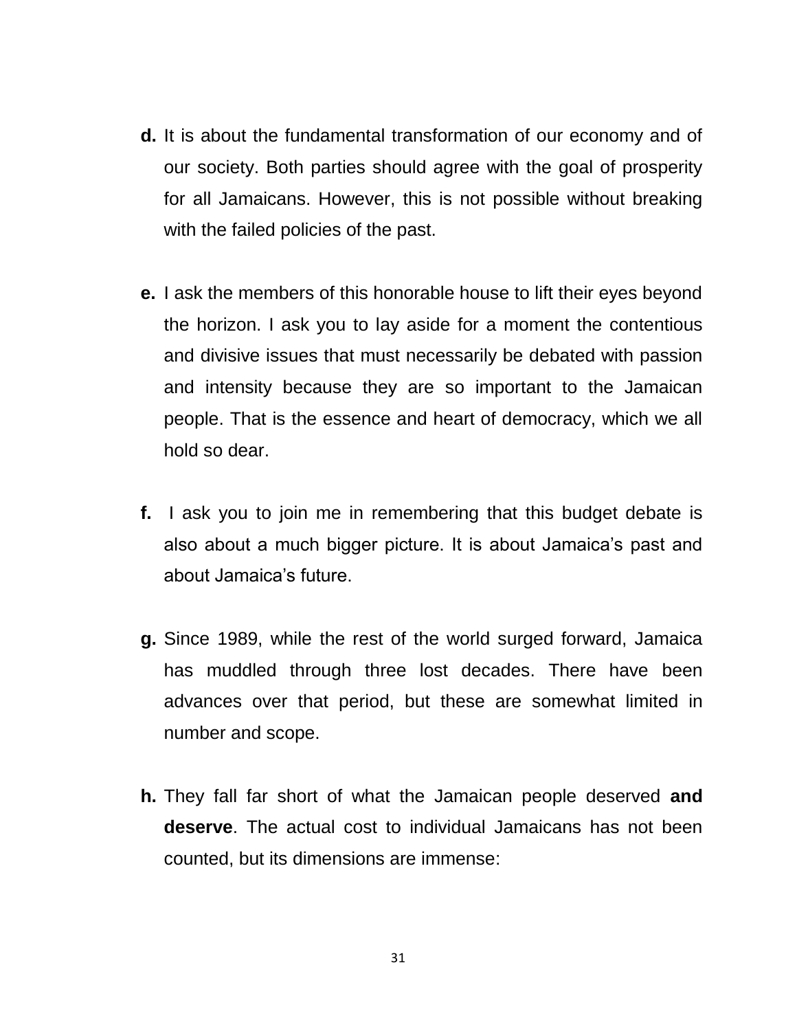**d.** It is about the fundamental transformation of our economy and of our society. Both parties should agree with the goal of prosperity for all Jamaicans. However, this is not possible without breaking with the failed policies of the past.

**e.** I ask the members of this honorable house to lift their eyes beyond the horizon. I ask you to lay aside for a moment the contentious and divisive issues that must necessarily be debated with passion and intensity because they are so important to the Jamaican people. That is the essence and heart of democracy, which we all hold so dear.

**f.** I ask you to join me in remembering that this budget debate is also about a much bigger picture. It is about Jamaica's past and about Jamaica's future.

**g.** Since 1989, while the rest of the world surged forward, Jamaica has muddled through three lost decades. There have been advances over that period, but these are somewhat limited in number and scope.

**h.** They fall far short of what the Jamaican people deserved **and deserve**. The actual cost to individual Jamaicans has not been counted, but its dimensions are immense: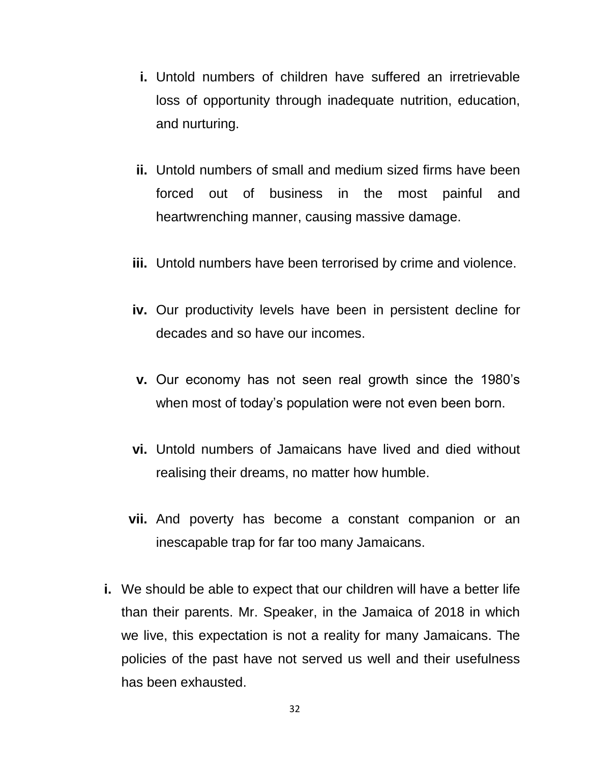i. Untold numbers of children have suffered an irretrievable loss of opportunity through inadequate nutrition, education, and nurturing.

ii. Untold numbers of small and medium sized firms have been forced out of business in the most painful and heartwrenching manner, causing massive damage.

iii. Untold numbers have been terrorised by crime and violence.

iv. Our productivity levels have been in persistent decline for decades and so have our incomes.

v. Our economy has not seen real growth since the 1980's when most of today's population were not even been born.

vi. Untold numbers of Jamaicans have lived and died without realising their dreams, no matter how humble.

vii. And poverty has become a constant companion or an inescapable trap for far too many Jamaicans.

**i.** We should be able to expect that our children will have a better life than their parents. Mr. Speaker, in the Jamaica of 2018 in which we live, this expectation is not a reality for many Jamaicans. The policies of the past have not served us well and their usefulness has been exhausted.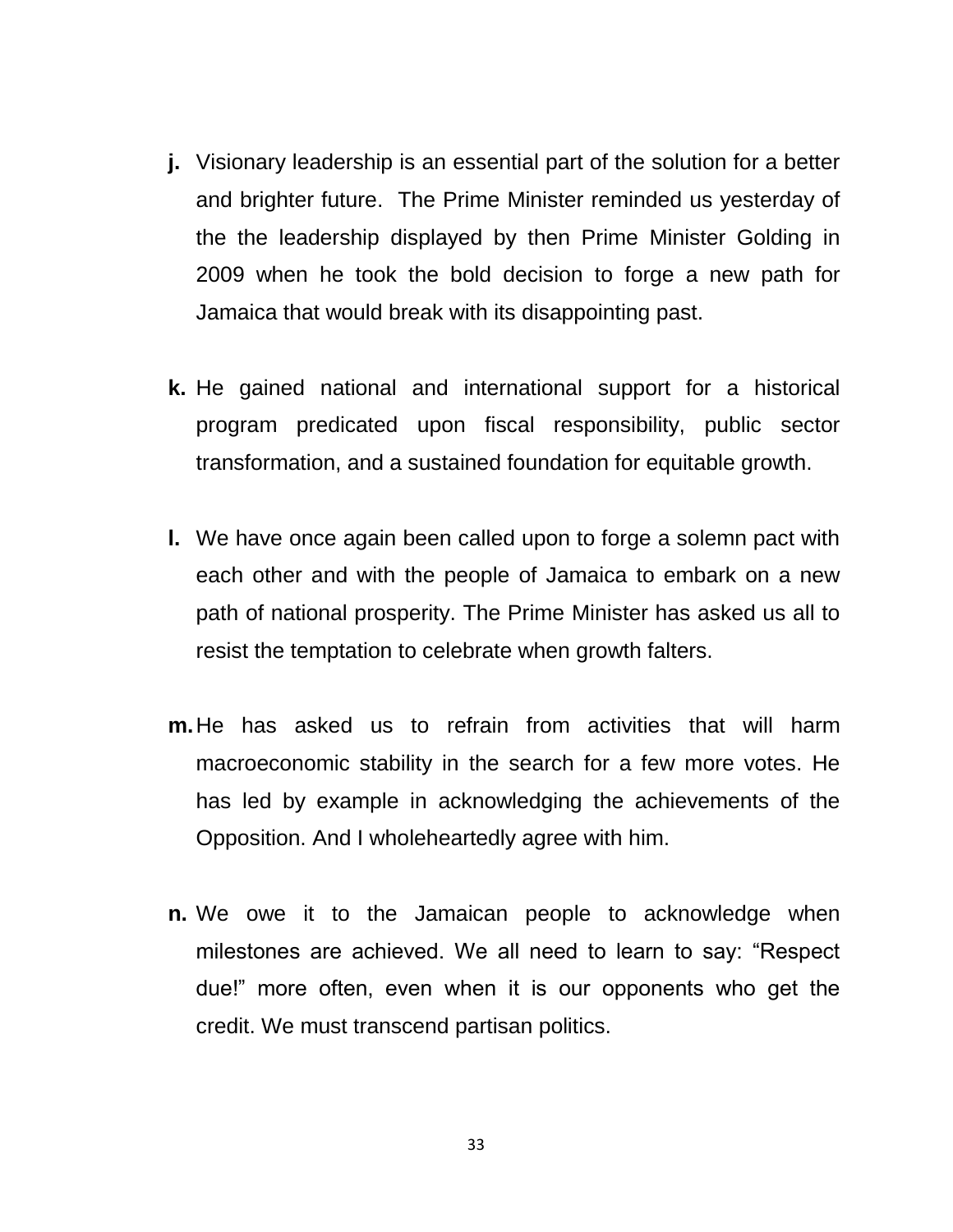**j.** Visionary leadership is an essential part of the solution for a better and brighter future. The Prime Minister reminded us yesterday of the the leadership displayed by then Prime Minister Golding in 2009 when he took the bold decision to forge a new path for Jamaica that would break with its disappointing past.

**k.** He gained national and international support for a historical program predicated upon fiscal responsibility, public sector transformation, and a sustained foundation for equitable growth.

**l.** We have once again been called upon to forge a solemn pact with each other and with the people of Jamaica to embark on a new path of national prosperity. The Prime Minister has asked us all to resist the temptation to celebrate when growth falters.

**m.** He has asked us to refrain from activities that will harm macroeconomic stability in the search for a few more votes. He has led by example in acknowledging the achievements of the Opposition. And I wholeheartedly agree with him.

**n.** We owe it to the Jamaican people to acknowledge when milestones are achieved. We all need to learn to say: "Respect due!" more often, even when it is our opponents who get the credit. We must transcend partisan politics.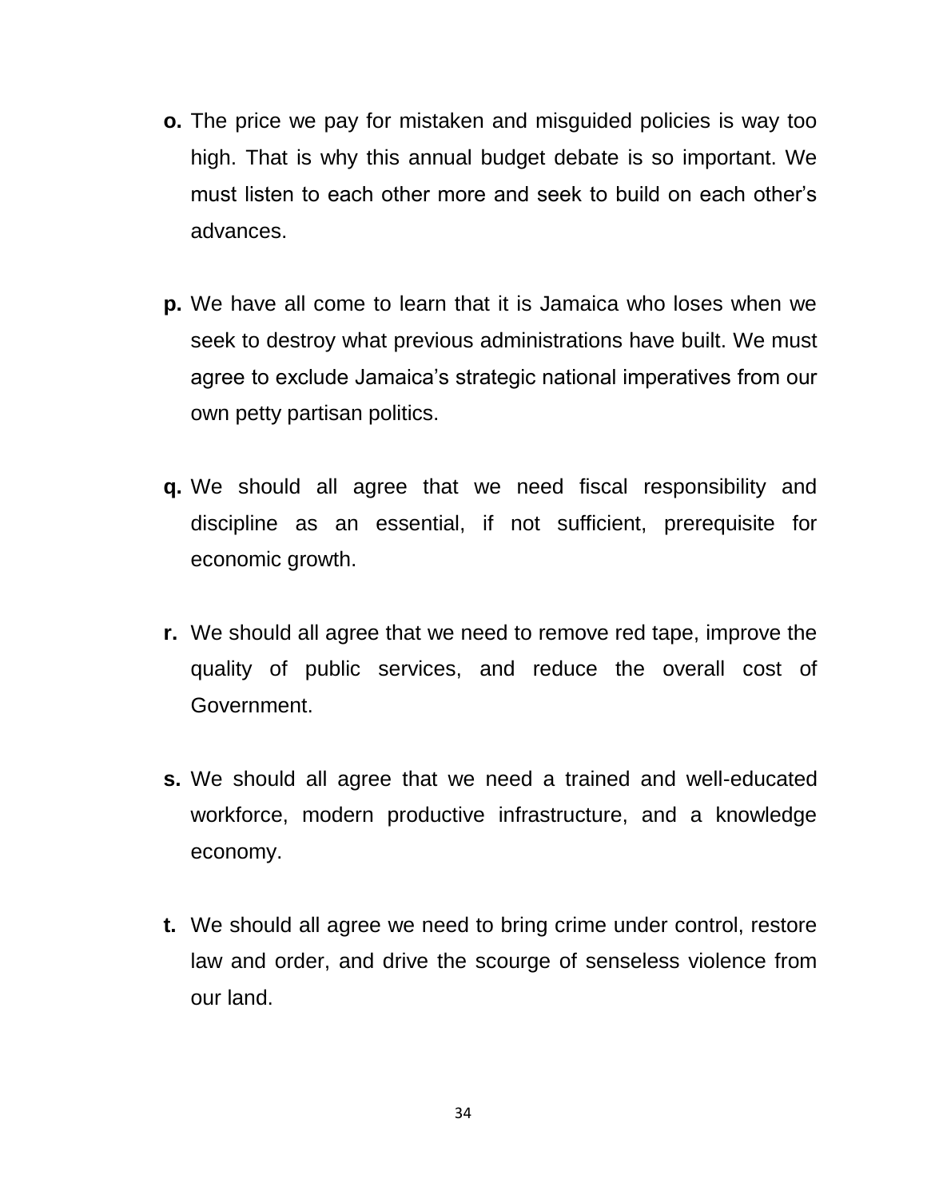**o.** The price we pay for mistaken and misguided policies is way too high. That is why this annual budget debate is so important. We must listen to each other more and seek to build on each other's advances.

**p.** We have all come to learn that it is Jamaica who loses when we seek to destroy what previous administrations have built. We must agree to exclude Jamaica's strategic national imperatives from our own petty partisan politics.

**q.** We should all agree that we need fiscal responsibility and discipline as an essential, if not sufficient, prerequisite for economic growth.

**r.** We should all agree that we need to remove red tape, improve the quality of public services, and reduce the overall cost of Government.

**s.** We should all agree that we need a trained and well-educated workforce, modern productive infrastructure, and a knowledge economy.

**t.** We should all agree we need to bring crime under control, restore law and order, and drive the scourge of senseless violence from our land.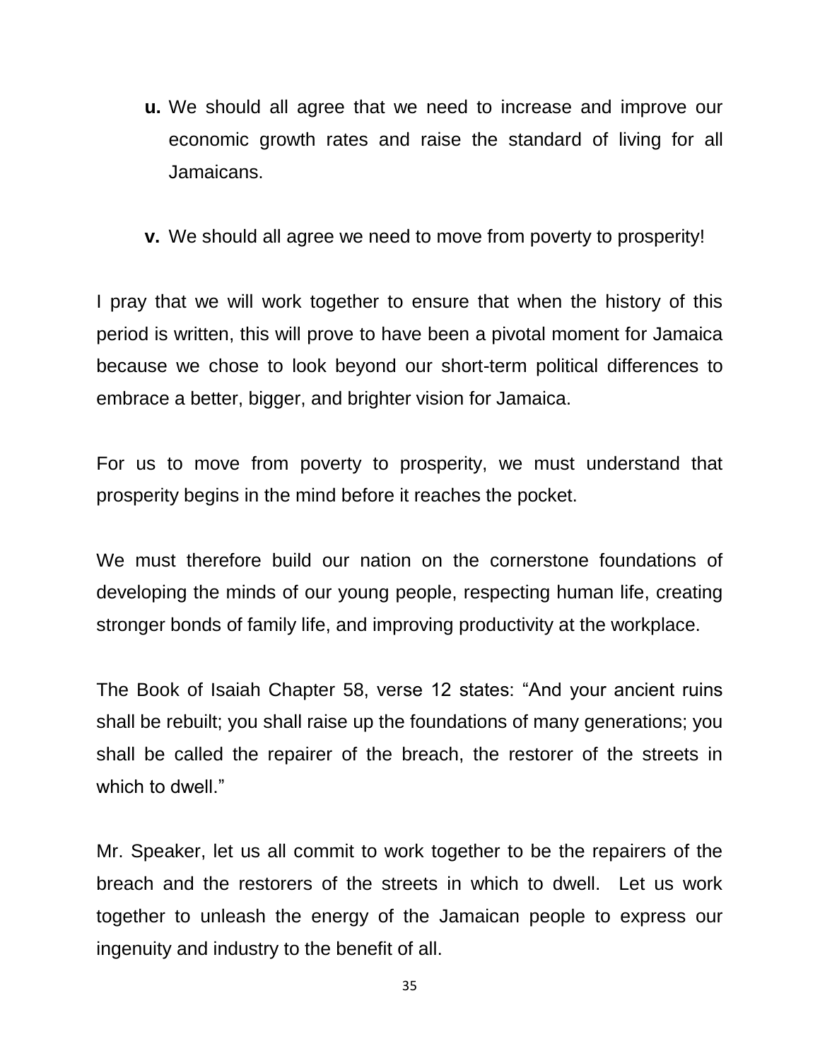- **u.** We should all agree that we need to increase and improve our economic growth rates and raise the standard of living for all Jamaicans.

- **v.** We should all agree we need to move from poverty to prosperity!

I pray that we will work together to ensure that when the history of this period is written, this will prove to have been a pivotal moment for Jamaica because we chose to look beyond our short-term political differences to embrace a better, bigger, and brighter vision for Jamaica.

For us to move from poverty to prosperity, we must understand that prosperity begins in the mind before it reaches the pocket.

We must therefore build our nation on the cornerstone foundations of developing the minds of our young people, respecting human life, creating stronger bonds of family life, and improving productivity at the workplace.

The Book of Isaiah Chapter 58, verse 12 states: "And your ancient ruins shall be rebuilt; you shall raise up the foundations of many generations; you shall be called the repairer of the breach, the restorer of the streets in which to dwell."

Mr. Speaker, let us all commit to work together to be the repairers of the breach and the restorers of the streets in which to dwell. Let us work together to unleash the energy of the Jamaican people to express our ingenuity and industry to the benefit of all.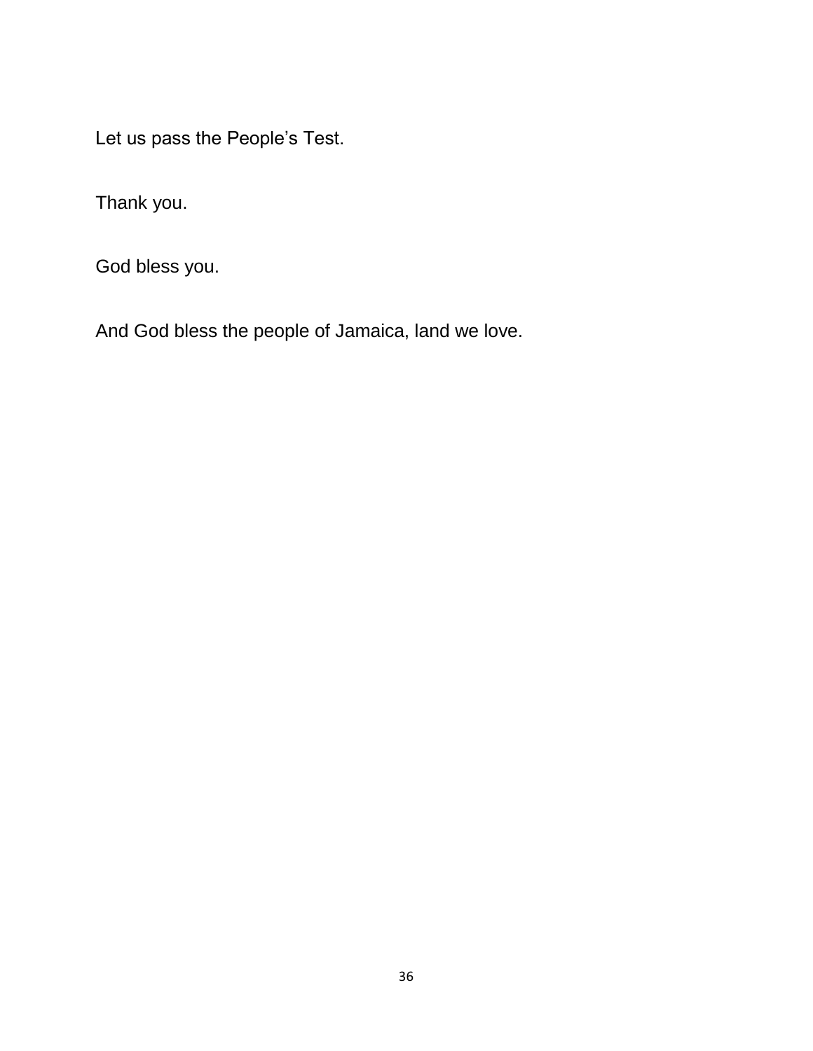Let us pass the People’s Test.

Thank you.

God bless you.

And God bless the people of Jamaica, land we love.